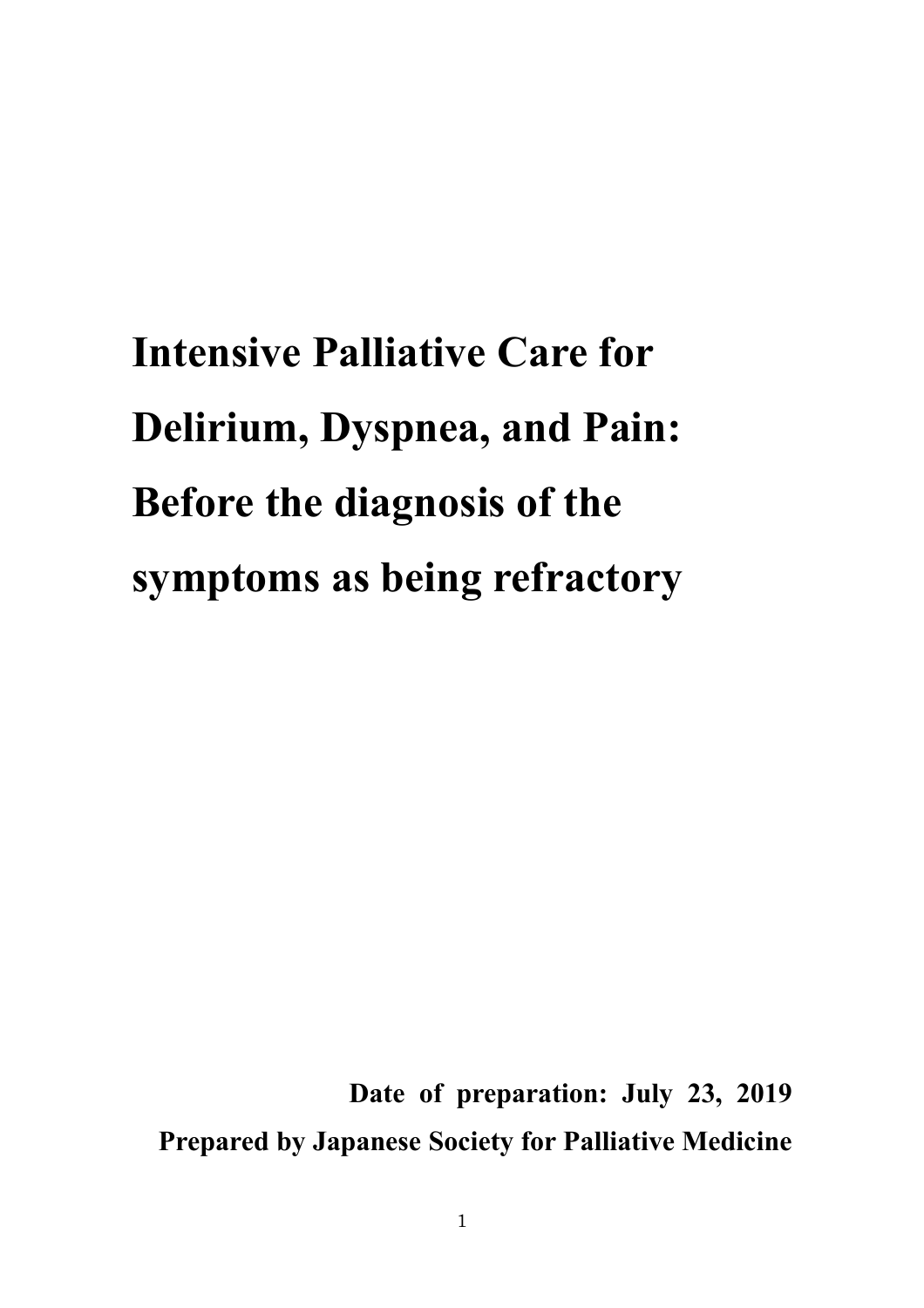# Intensive Palliative Care for Delirium, Dyspnea, and Pain: Before the diagnosis of the symptoms as being refractory

**Date of preparation: July 23, 2019**

**Prepared by Japanese Society for Palliative Medicine**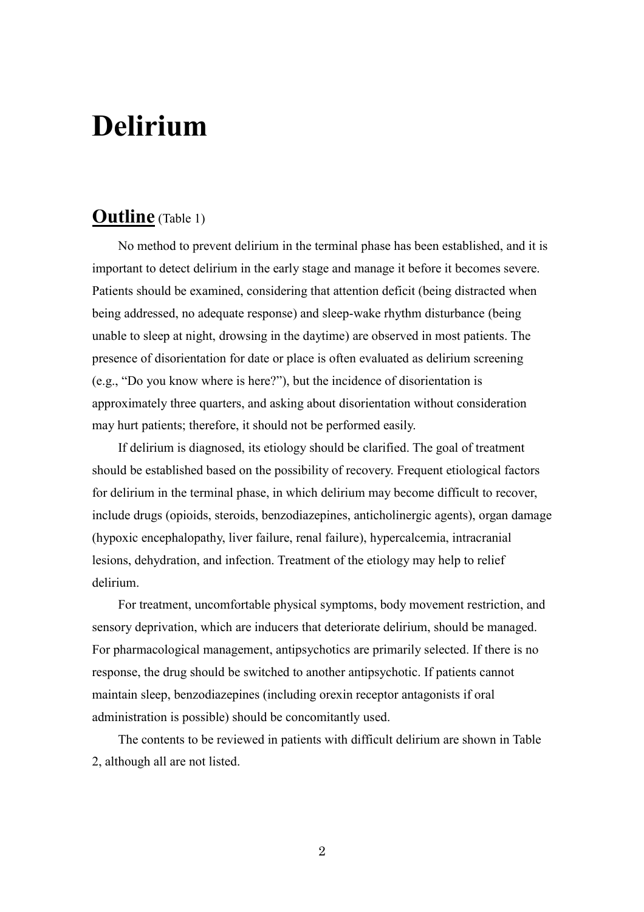# Delirium

## Outline (Table 1)

No method to prevent delirium in the terminal phase has been established, and it is important to detect delirium in the early stage and manage it before it becomes severe. Patients should be examined, considering that attention deficit (being distracted when being addressed, no adequate response) and sleep-wake rhythm disturbance (being unable to sleep at night, drowsing in the daytime) are observed in most patients. The presence of disorientation for date or place is often evaluated as delirium screening (e.g., "Do you know where is here?"), but the incidence of disorientation is approximately three quarters, and asking about disorientation without consideration may hurt patients; therefore, it should not be performed easily.

If delirium is diagnosed, its etiology should be clarified. The goal of treatment should be established based on the possibility of recovery. Frequent etiological factors for delirium in the terminal phase, in which delirium may become difficult to recover, include drugs (opioids, steroids, benzodiazepines, anticholinergic agents), organ damage (hypoxic encephalopathy, liver failure, renal failure), hypercalcemia, intracranial lesions, dehydration, and infection. Treatment of the etiology may help to relief delirium.

For treatment, uncomfortable physical symptoms, body movement restriction, and sensory deprivation, which are inducers that deteriorate delirium, should be managed. For pharmacological management, antipsychotics are primarily selected. If there is no response, the drug should be switched to another antipsychotic. If patients cannot maintain sleep, benzodiazepines (including orexin receptor antagonists if oral administration is possible) should be concomitantly used.

The contents to be reviewed in patients with difficult delirium are shown in Table 2, although all are not listed.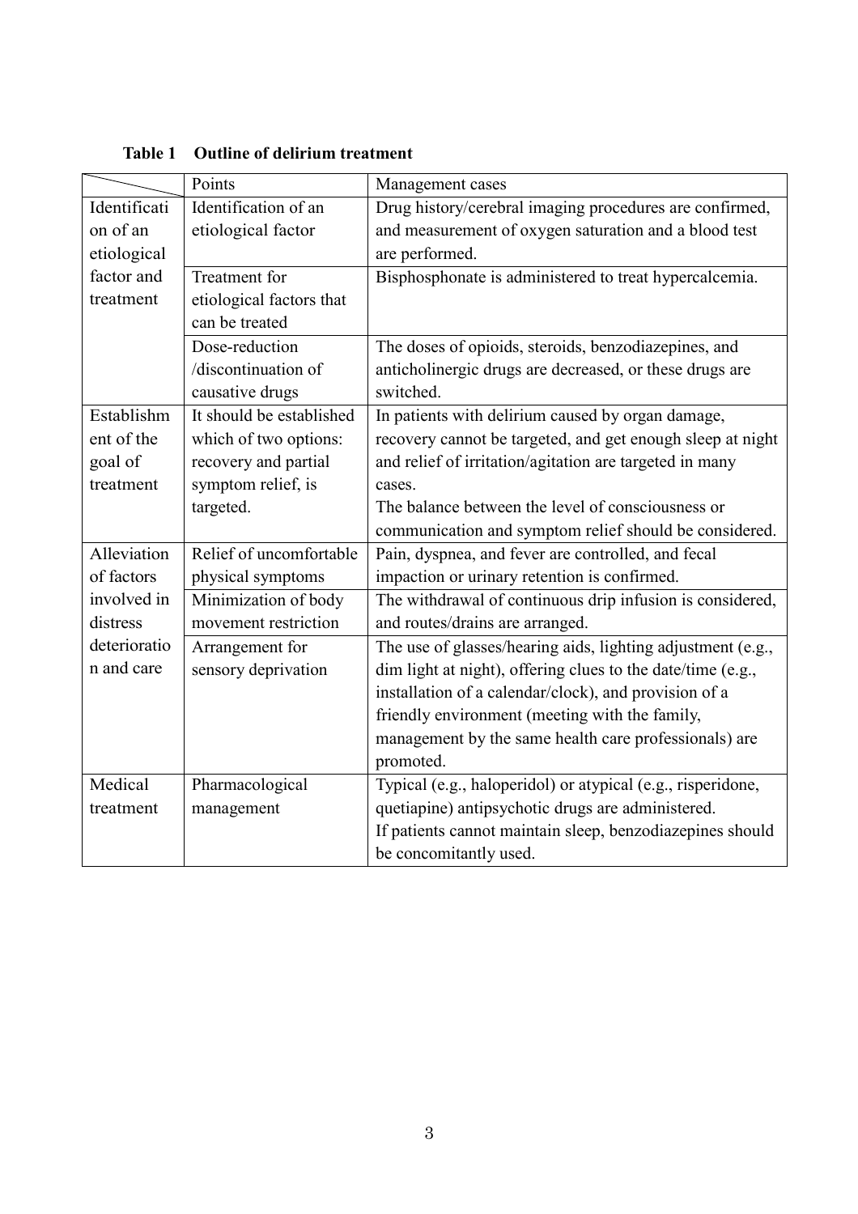**Table 1 Outline of delirium treatment**

| | Points | Management cases |
|---|---|---|
| Identification of an etiological factor and treatment | Identification of an etiological factor | Drug history/cerebral imaging procedures are confirmed, and measurement of oxygen saturation and a blood test are performed. |
| | Treatment for etiological factors that can be treated | Bisphosphonate is administered to treat hypercalcemia. |
| | Dose-reduction /discontinuation of causative drugs | The doses of opioids, steroids, benzodiazepines, and anticholinergic drugs are decreased, or these drugs are switched. |
| Establishment of the goal of treatment | It should be established which of two options: recovery and partial symptom relief, is targeted. | In patients with delirium caused by organ damage, recovery cannot be targeted, and get enough sleep at night and relief of irritation/agitation are targeted in many cases.<br>The balance between the level of consciousness or communication and symptom relief should be considered. |
| Alleviation of factors involved in distress deterioration and care | Relief of uncomfortable physical symptoms | Pain, dyspnea, and fever are controlled, and fecal impaction or urinary retention is confirmed. |
| | Minimization of body movement restriction | The withdrawal of continuous drip infusion is considered, and routes/drains are arranged. |
| | Arrangement for sensory deprivation | The use of glasses/hearing aids, lighting adjustment (e.g., dim light at night), offering clues to the date/time (e.g., installation of a calendar/clock), and provision of a friendly environment (meeting with the family, management by the same health care professionals) are promoted. |
| Medical treatment | Pharmacological management | Typical (e.g., haloperidol) or atypical (e.g., risperidone, quetiapine) antipsychotic drugs are administered.<br>If patients cannot maintain sleep, benzodiazepines should be concomitantly used. |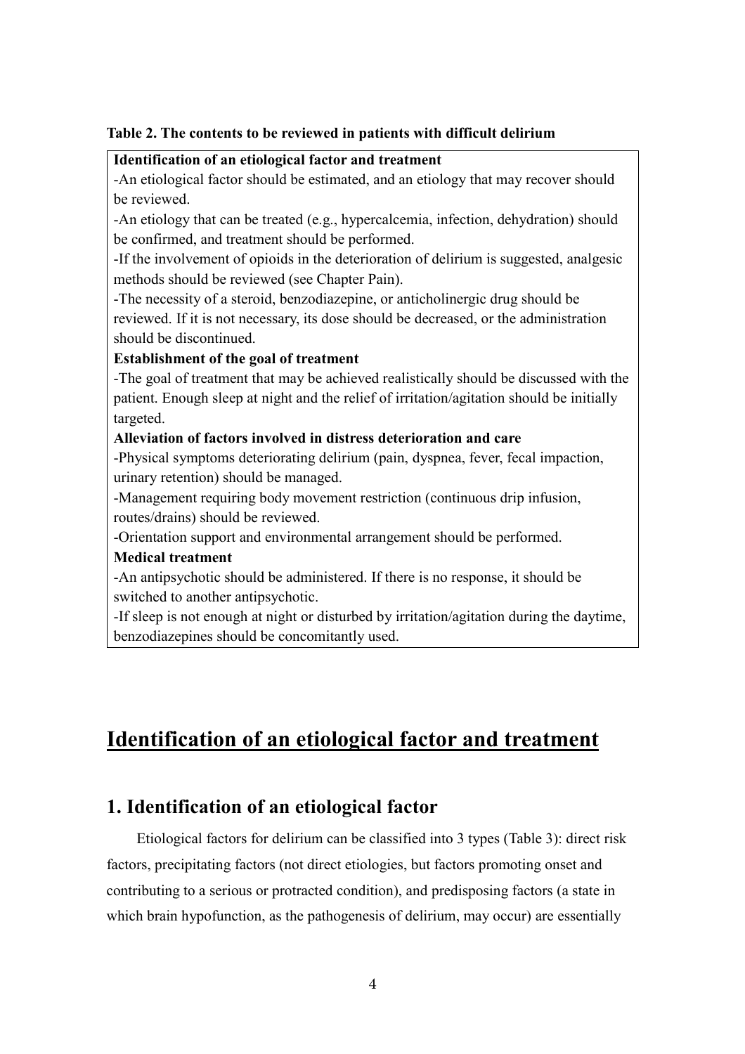**Table 2. The contents to be reviewed in patients with difficult delirium**

| **Identification of an etiological factor and treatment** |
| --- |
| -An etiological factor should be estimated, and an etiology that may recover should be reviewed. |
| -An etiology that can be treated (e.g., hypercalcemia, infection, dehydration) should be confirmed, and treatment should be performed. |
| -If the involvement of opioids in the deterioration of delirium is suggested, analgesic methods should be reviewed (see Chapter Pain). |
| -The necessity of a steroid, benzodiazepine, or anticholinergic drug should be reviewed. If it is not necessary, its dose should be decreased, or the administration should be discontinued. |
| **Establishment of the goal of treatment** |
| -The goal of treatment that may be achieved realistically should be discussed with the patient. Enough sleep at night and the relief of irritation/agitation should be initially targeted. |
| **Alleviation of factors involved in distress deterioration and care** |
| -Physical symptoms deteriorating delirium (pain, dyspnea, fever, fecal impaction, urinary retention) should be managed. |
| -Management requiring body movement restriction (continuous drip infusion, routes/drains) should be reviewed. |
| -Orientation support and environmental arrangement should be performed. |
| **Medical treatment** |
| -An antipsychotic should be administered. If there is no response, it should be switched to another antipsychotic. |
| -If sleep is not enough at night or disturbed by irritation/agitation during the daytime, benzodiazepines should be concomitantly used. |

# Identification of an etiological factor and treatment

## 1. Identification of an etiological factor

Etiological factors for delirium can be classified into 3 types (Table 3): direct risk factors, precipitating factors (not direct etiologies, but factors promoting onset and contributing to a serious or protracted condition), and predisposing factors (a state in which brain hypofunction, as the pathogenesis of delirium, may occur) are essentially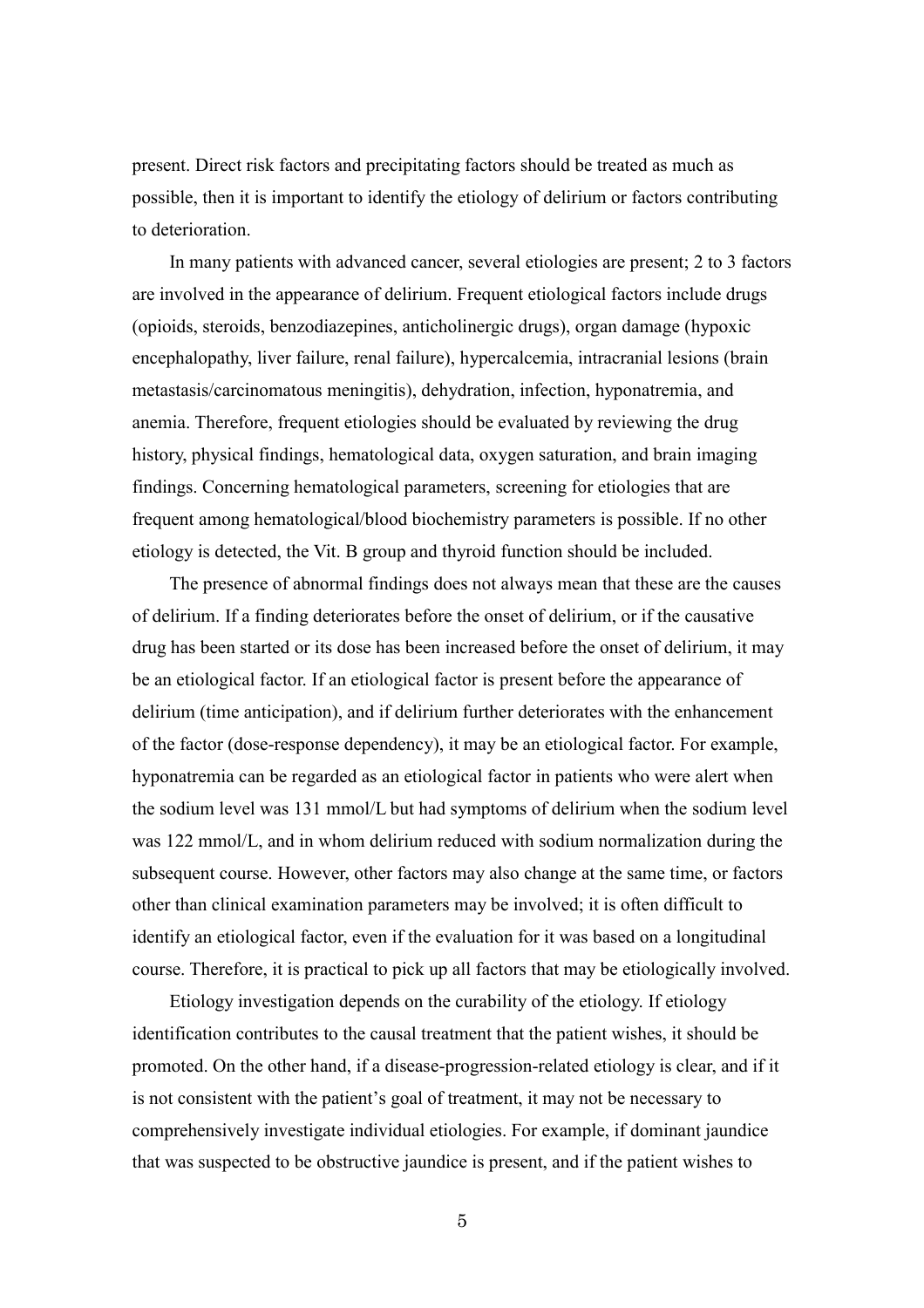present. Direct risk factors and precipitating factors should be treated as much as possible, then it is important to identify the etiology of delirium or factors contributing to deterioration.

In many patients with advanced cancer, several etiologies are present; 2 to 3 factors are involved in the appearance of delirium. Frequent etiological factors include drugs (opioids, steroids, benzodiazepines, anticholinergic drugs), organ damage (hypoxic encephalopathy, liver failure, renal failure), hypercalcemia, intracranial lesions (brain metastasis/carcinomatous meningitis), dehydration, infection, hyponatremia, and anemia. Therefore, frequent etiologies should be evaluated by reviewing the drug history, physical findings, hematological data, oxygen saturation, and brain imaging findings. Concerning hematological parameters, screening for etiologies that are frequent among hematological/blood biochemistry parameters is possible. If no other etiology is detected, the Vit. B group and thyroid function should be included.

The presence of abnormal findings does not always mean that these are the causes of delirium. If a finding deteriorates before the onset of delirium, or if the causative drug has been started or its dose has been increased before the onset of delirium, it may be an etiological factor. If an etiological factor is present before the appearance of delirium (time anticipation), and if delirium further deteriorates with the enhancement of the factor (dose-response dependency), it may be an etiological factor. For example, hyponatremia can be regarded as an etiological factor in patients who were alert when the sodium level was 131 mmol/L but had symptoms of delirium when the sodium level was 122 mmol/L, and in whom delirium reduced with sodium normalization during the subsequent course. However, other factors may also change at the same time, or factors other than clinical examination parameters may be involved; it is often difficult to identify an etiological factor, even if the evaluation for it was based on a longitudinal course. Therefore, it is practical to pick up all factors that may be etiologically involved.

Etiology investigation depends on the curability of the etiology. If etiology identification contributes to the causal treatment that the patient wishes, it should be promoted. On the other hand, if a disease-progression-related etiology is clear, and if it is not consistent with the patient's goal of treatment, it may not be necessary to comprehensively investigate individual etiologies. For example, if dominant jaundice that was suspected to be obstructive jaundice is present, and if the patient wishes to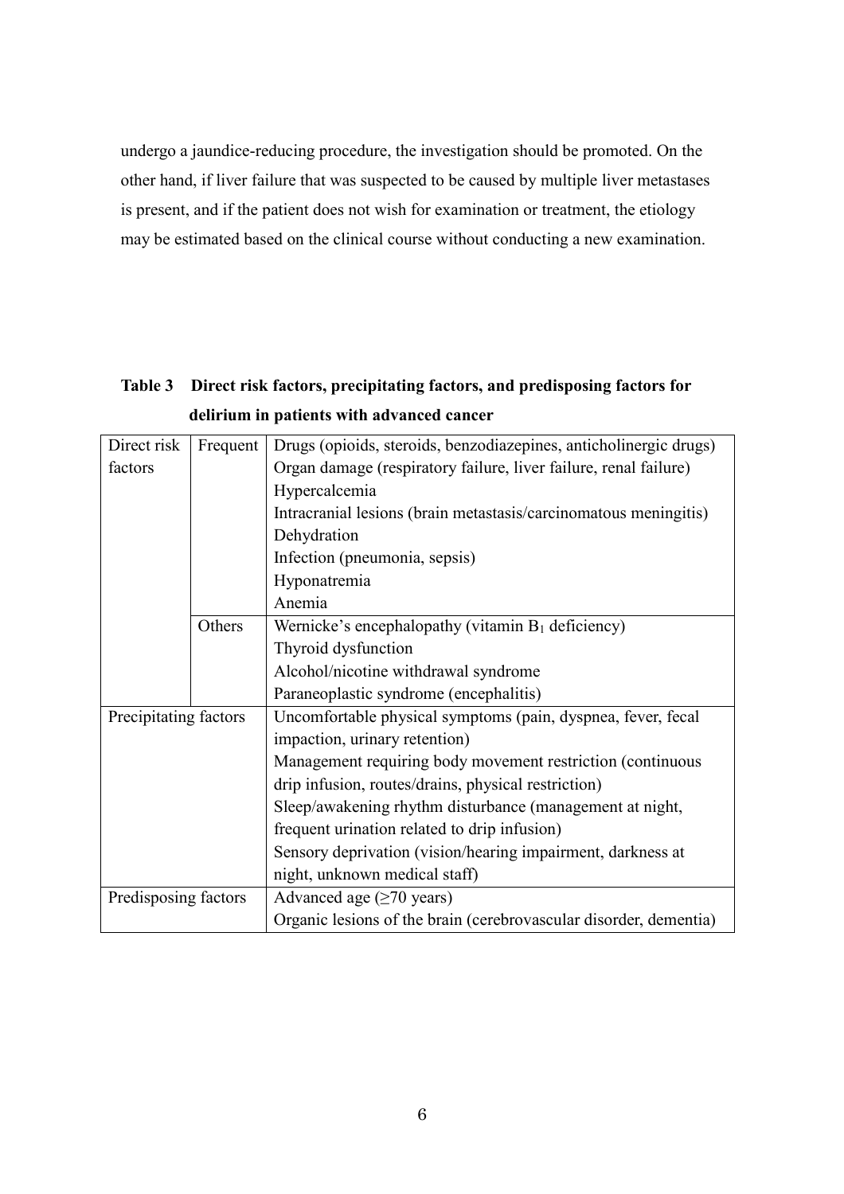undergo a jaundice-reducing procedure, the investigation should be promoted. On the other hand, if liver failure that was suspected to be caused by multiple liver metastases is present, and if the patient does not wish for examination or treatment, the etiology may be estimated based on the clinical course without conducting a new examination.

**Table 3 Direct risk factors, precipitating factors, and predisposing factors for delirium in patients with advanced cancer**

| | | |
|---|---|---|
| Direct risk factors | Frequent | Drugs (opioids, steroids, benzodiazepines, anticholinergic drugs)<br>Organ damage (respiratory failure, liver failure, renal failure)<br>Hypercalcemia<br>Intracranial lesions (brain metastasis/carcinomatous meningitis)<br>Dehydration<br>Infection (pneumonia, sepsis)<br>Hyponatremia<br>Anemia |
| | Others | Wernicke's encephalopathy (vitamin $B_1$ deficiency)<br>Thyroid dysfunction<br>Alcohol/nicotine withdrawal syndrome<br>Paraneoplastic syndrome (encephalitis) |
| Precipitating factors | | Uncomfortable physical symptoms (pain, dyspnea, fever, fecal impaction, urinary retention)<br>Management requiring body movement restriction (continuous drip infusion, routes/drains, physical restriction)<br>Sleep/awakening rhythm disturbance (management at night, frequent urination related to drip infusion)<br>Sensory deprivation (vision/hearing impairment, darkness at night, unknown medical staff) |
| Predisposing factors | | Advanced age (≥70 years)<br>Organic lesions of the brain (cerebrovascular disorder, dementia) |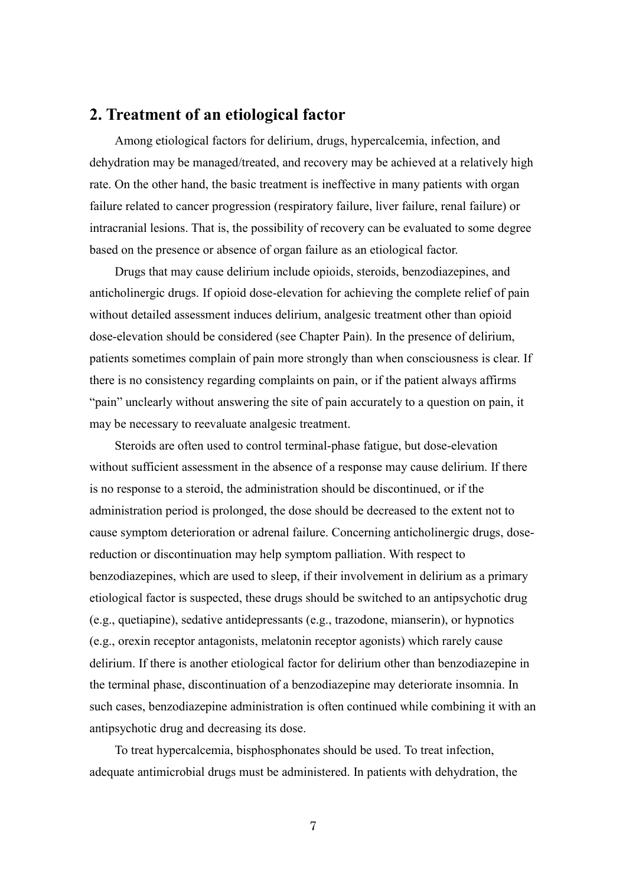## 2. Treatment of an etiological factor

Among etiological factors for delirium, drugs, hypercalcemia, infection, and dehydration may be managed/treated, and recovery may be achieved at a relatively high rate. On the other hand, the basic treatment is ineffective in many patients with organ failure related to cancer progression (respiratory failure, liver failure, renal failure) or intracranial lesions. That is, the possibility of recovery can be evaluated to some degree based on the presence or absence of organ failure as an etiological factor.

Drugs that may cause delirium include opioids, steroids, benzodiazepines, and anticholinergic drugs. If opioid dose-elevation for achieving the complete relief of pain without detailed assessment induces delirium, analgesic treatment other than opioid dose-elevation should be considered (see Chapter Pain). In the presence of delirium, patients sometimes complain of pain more strongly than when consciousness is clear. If there is no consistency regarding complaints on pain, or if the patient always affirms "pain" unclearly without answering the site of pain accurately to a question on pain, it may be necessary to reevaluate analgesic treatment.

Steroids are often used to control terminal-phase fatigue, but dose-elevation without sufficient assessment in the absence of a response may cause delirium. If there is no response to a steroid, the administration should be discontinued, or if the administration period is prolonged, the dose should be decreased to the extent not to cause symptom deterioration or adrenal failure. Concerning anticholinergic drugs, dose-reduction or discontinuation may help symptom palliation. With respect to benzodiazepines, which are used to sleep, if their involvement in delirium as a primary etiological factor is suspected, these drugs should be switched to an antipsychotic drug (e.g., quetiapine), sedative antidepressants (e.g., trazodone, mianserin), or hypnotics (e.g., orexin receptor antagonists, melatonin receptor agonists) which rarely cause delirium. If there is another etiological factor for delirium other than benzodiazepine in the terminal phase, discontinuation of a benzodiazepine may deteriorate insomnia. In such cases, benzodiazepine administration is often continued while combining it with an antipsychotic drug and decreasing its dose.

To treat hypercalcemia, bisphosphonates should be used. To treat infection, adequate antimicrobial drugs must be administered. In patients with dehydration, the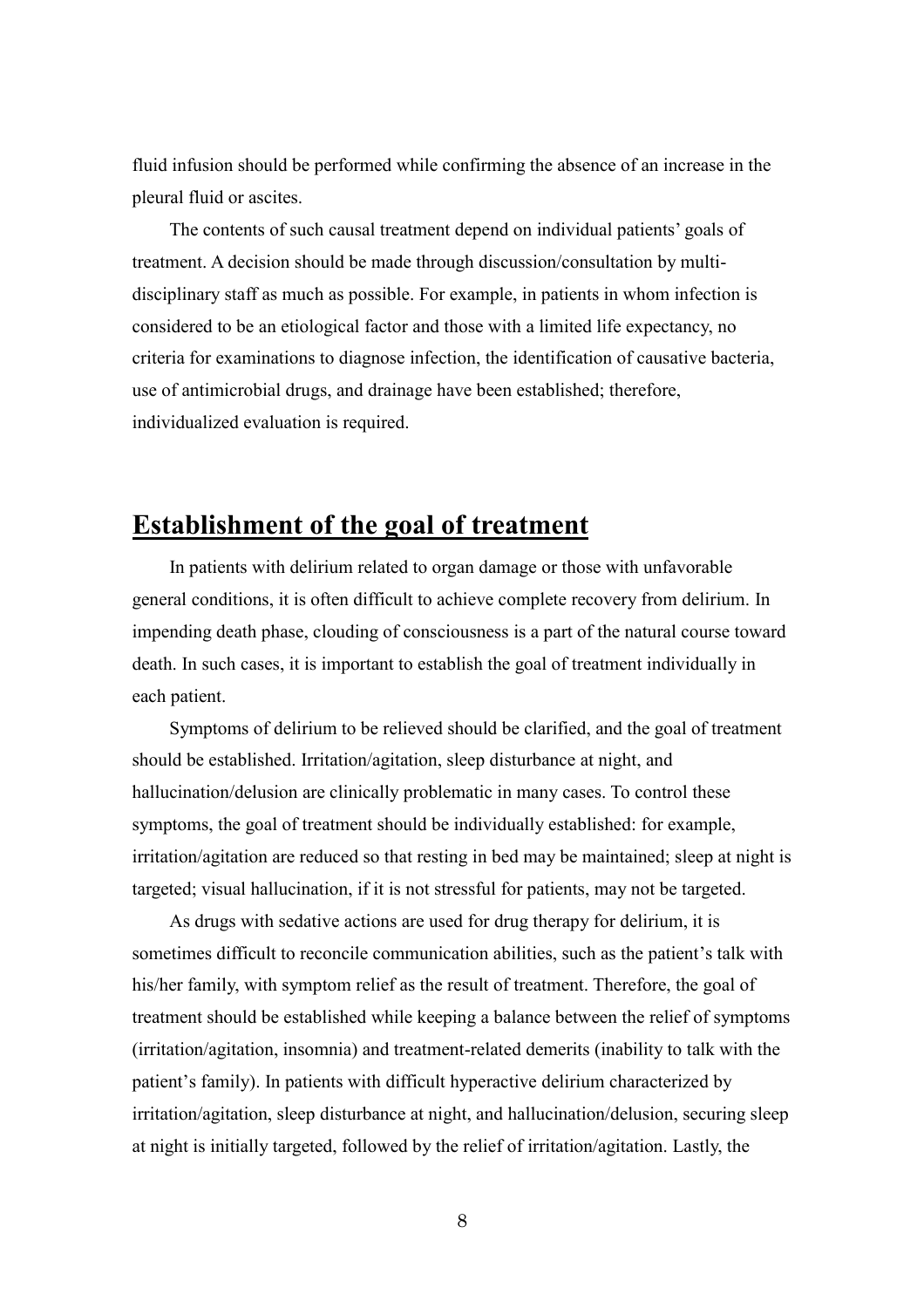fluid infusion should be performed while confirming the absence of an increase in the pleural fluid or ascites.

The contents of such causal treatment depend on individual patients' goals of treatment. A decision should be made through discussion/consultation by multi-disciplinary staff as much as possible. For example, in patients in whom infection is considered to be an etiological factor and those with a limited life expectancy, no criteria for examinations to diagnose infection, the identification of causative bacteria, use of antimicrobial drugs, and drainage have been established; therefore, individualized evaluation is required.

## Establishment of the goal of treatment

In patients with delirium related to organ damage or those with unfavorable general conditions, it is often difficult to achieve complete recovery from delirium. In impending death phase, clouding of consciousness is a part of the natural course toward death. In such cases, it is important to establish the goal of treatment individually in each patient.

Symptoms of delirium to be relieved should be clarified, and the goal of treatment should be established. Irritation/agitation, sleep disturbance at night, and hallucination/delusion are clinically problematic in many cases. To control these symptoms, the goal of treatment should be individually established: for example, irritation/agitation are reduced so that resting in bed may be maintained; sleep at night is targeted; visual hallucination, if it is not stressful for patients, may not be targeted.

As drugs with sedative actions are used for drug therapy for delirium, it is sometimes difficult to reconcile communication abilities, such as the patient's talk with his/her family, with symptom relief as the result of treatment. Therefore, the goal of treatment should be established while keeping a balance between the relief of symptoms (irritation/agitation, insomnia) and treatment-related demerits (inability to talk with the patient's family). In patients with difficult hyperactive delirium characterized by irritation/agitation, sleep disturbance at night, and hallucination/delusion, securing sleep at night is initially targeted, followed by the relief of irritation/agitation. Lastly, the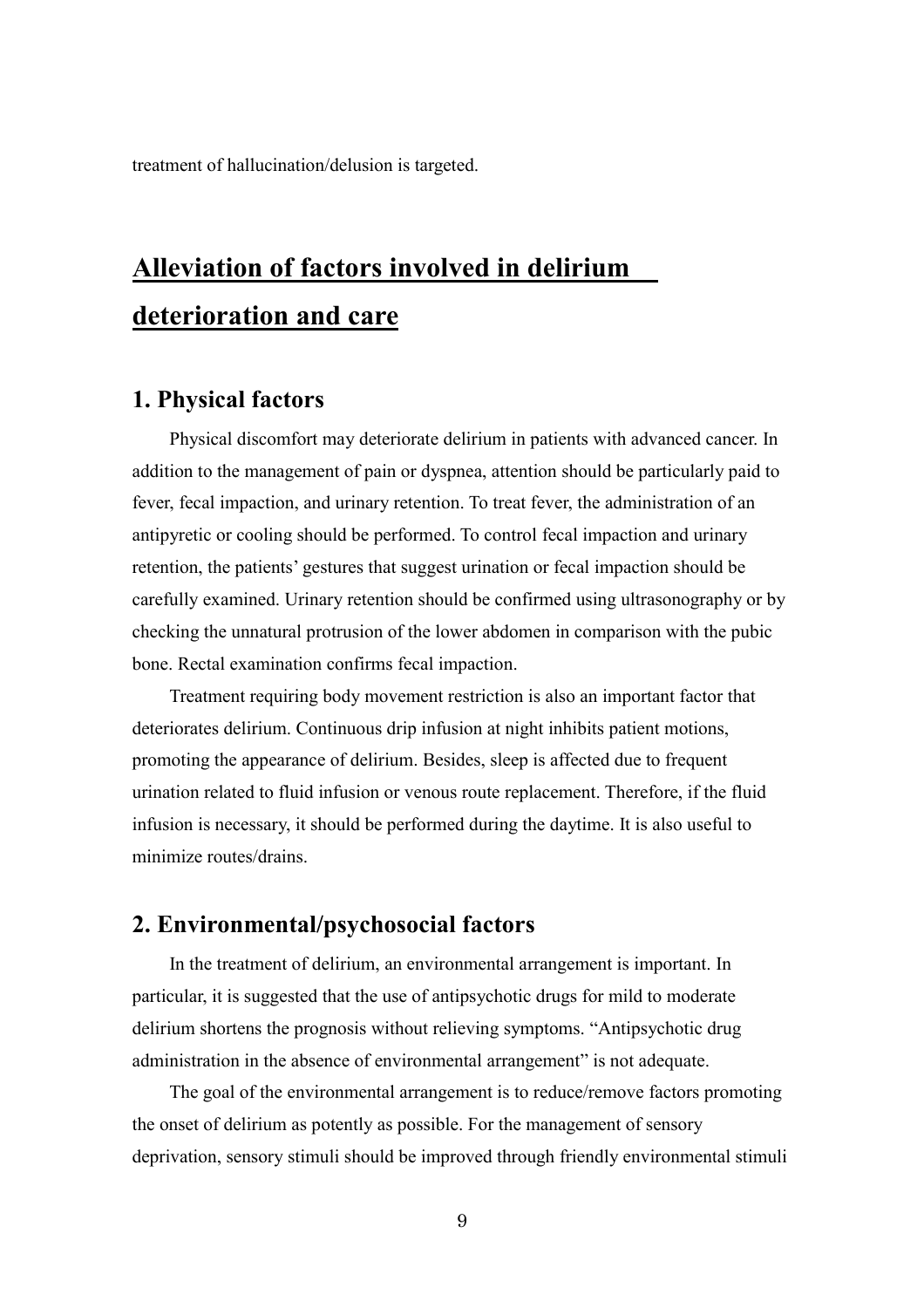treatment of hallucination/delusion is targeted.

# Alleviation of factors involved in delirium deterioration and care

## 1. Physical factors

Physical discomfort may deteriorate delirium in patients with advanced cancer. In addition to the management of pain or dyspnea, attention should be particularly paid to fever, fecal impaction, and urinary retention. To treat fever, the administration of an antipyretic or cooling should be performed. To control fecal impaction and urinary retention, the patients' gestures that suggest urination or fecal impaction should be carefully examined. Urinary retention should be confirmed using ultrasonography or by checking the unnatural protrusion of the lower abdomen in comparison with the pubic bone. Rectal examination confirms fecal impaction.

Treatment requiring body movement restriction is also an important factor that deteriorates delirium. Continuous drip infusion at night inhibits patient motions, promoting the appearance of delirium. Besides, sleep is affected due to frequent urination related to fluid infusion or venous route replacement. Therefore, if the fluid infusion is necessary, it should be performed during the daytime. It is also useful to minimize routes/drains.

## 2. Environmental/psychosocial factors

In the treatment of delirium, an environmental arrangement is important. In particular, it is suggested that the use of antipsychotic drugs for mild to moderate delirium shortens the prognosis without relieving symptoms. "Antipsychotic drug administration in the absence of environmental arrangement" is not adequate.

The goal of the environmental arrangement is to reduce/remove factors promoting the onset of delirium as potently as possible. For the management of sensory deprivation, sensory stimuli should be improved through friendly environmental stimuli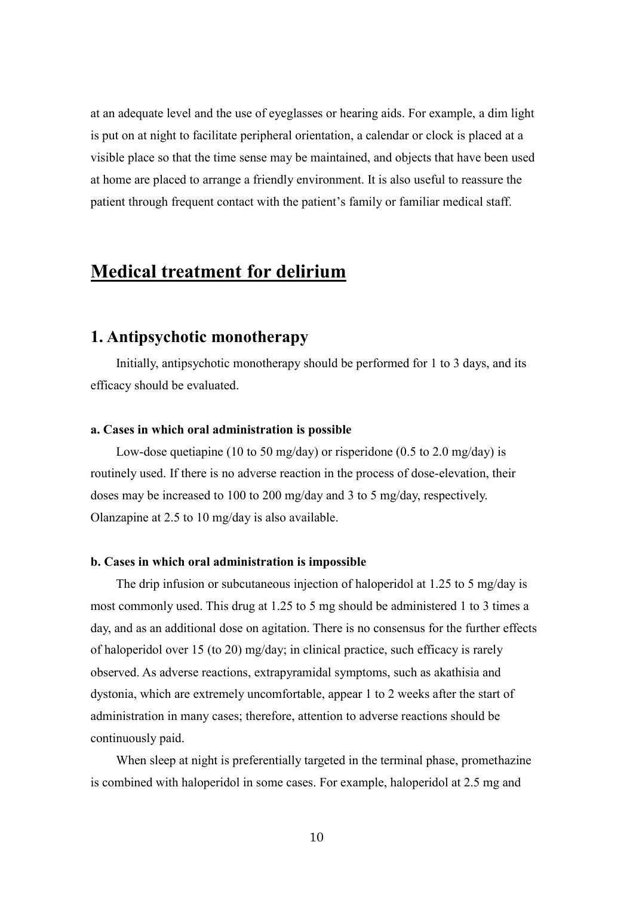at an adequate level and the use of eyeglasses or hearing aids. For example, a dim light is put on at night to facilitate peripheral orientation, a calendar or clock is placed at a visible place so that the time sense may be maintained, and objects that have been used at home are placed to arrange a friendly environment. It is also useful to reassure the patient through frequent contact with the patient's family or familiar medical staff.

# Medical treatment for delirium

## 1. Antipsychotic monotherapy

Initially, antipsychotic monotherapy should be performed for 1 to 3 days, and its efficacy should be evaluated.

#### a. Cases in which oral administration is possible

Low-dose quetiapine (10 to 50 mg/day) or risperidone (0.5 to 2.0 mg/day) is routinely used. If there is no adverse reaction in the process of dose-elevation, their doses may be increased to 100 to 200 mg/day and 3 to 5 mg/day, respectively. Olanzapine at 2.5 to 10 mg/day is also available.

#### b. Cases in which oral administration is impossible

The drip infusion or subcutaneous injection of haloperidol at 1.25 to 5 mg/day is most commonly used. This drug at 1.25 to 5 mg should be administered 1 to 3 times a day, and as an additional dose on agitation. There is no consensus for the further effects of haloperidol over 15 (to 20) mg/day; in clinical practice, such efficacy is rarely observed. As adverse reactions, extrapyramidal symptoms, such as akathisia and dystonia, which are extremely uncomfortable, appear 1 to 2 weeks after the start of administration in many cases; therefore, attention to adverse reactions should be continuously paid.

When sleep at night is preferentially targeted in the terminal phase, promethazine is combined with haloperidol in some cases. For example, haloperidol at 2.5 mg and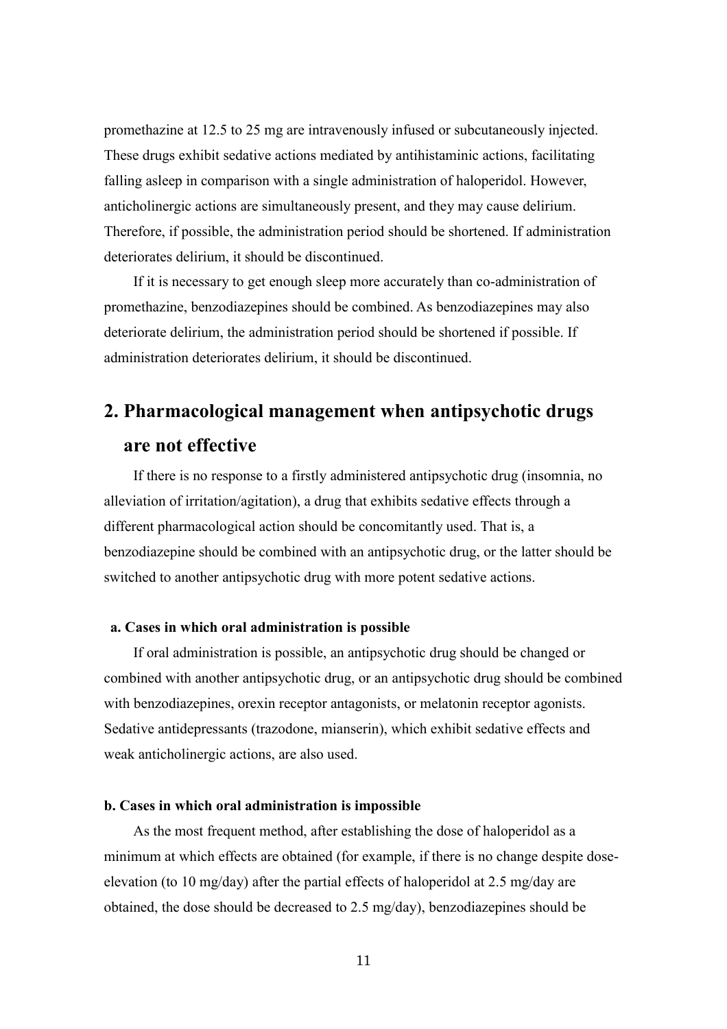promethazine at 12.5 to 25 mg are intravenously infused or subcutaneously injected. These drugs exhibit sedative actions mediated by antihistaminic actions, facilitating falling asleep in comparison with a single administration of haloperidol. However, anticholinergic actions are simultaneously present, and they may cause delirium. Therefore, if possible, the administration period should be shortened. If administration deteriorates delirium, it should be discontinued.

If it is necessary to get enough sleep more accurately than co-administration of promethazine, benzodiazepines should be combined. As benzodiazepines may also deteriorate delirium, the administration period should be shortened if possible. If administration deteriorates delirium, it should be discontinued.

## 2. Pharmacological management when antipsychotic drugs are not effective

If there is no response to a firstly administered antipsychotic drug (insomnia, no alleviation of irritation/agitation), a drug that exhibits sedative effects through a different pharmacological action should be concomitantly used. That is, a benzodiazepine should be combined with an antipsychotic drug, or the latter should be switched to another antipsychotic drug with more potent sedative actions.

#### a. Cases in which oral administration is possible

If oral administration is possible, an antipsychotic drug should be changed or combined with another antipsychotic drug, or an antipsychotic drug should be combined with benzodiazepines, orexin receptor antagonists, or melatonin receptor agonists. Sedative antidepressants (trazodone, mianserin), which exhibit sedative effects and weak anticholinergic actions, are also used.

#### b. Cases in which oral administration is impossible

As the most frequent method, after establishing the dose of haloperidol as a minimum at which effects are obtained (for example, if there is no change despite dose-elevation (to 10 mg/day) after the partial effects of haloperidol at 2.5 mg/day are obtained, the dose should be decreased to 2.5 mg/day), benzodiazepines should be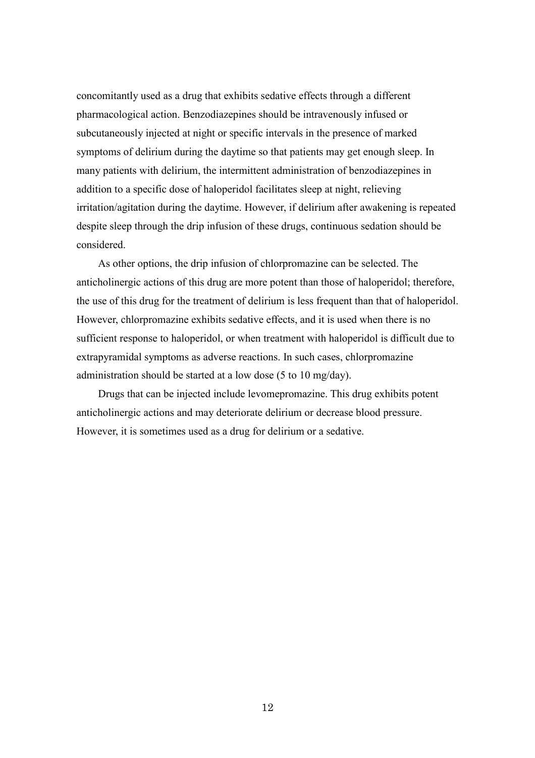concomitantly used as a drug that exhibits sedative effects through a different pharmacological action. Benzodiazepines should be intravenously infused or subcutaneously injected at night or specific intervals in the presence of marked symptoms of delirium during the daytime so that patients may get enough sleep. In many patients with delirium, the intermittent administration of benzodiazepines in addition to a specific dose of haloperidol facilitates sleep at night, relieving irritation/agitation during the daytime. However, if delirium after awakening is repeated despite sleep through the drip infusion of these drugs, continuous sedation should be considered.

As other options, the drip infusion of chlorpromazine can be selected. The anticholinergic actions of this drug are more potent than those of haloperidol; therefore, the use of this drug for the treatment of delirium is less frequent than that of haloperidol. However, chlorpromazine exhibits sedative effects, and it is used when there is no sufficient response to haloperidol, or when treatment with haloperidol is difficult due to extrapyramidal symptoms as adverse reactions. In such cases, chlorpromazine administration should be started at a low dose (5 to 10 mg/day).

Drugs that can be injected include levomepromazine. This drug exhibits potent anticholinergic actions and may deteriorate delirium or decrease blood pressure. However, it is sometimes used as a drug for delirium or a sedative.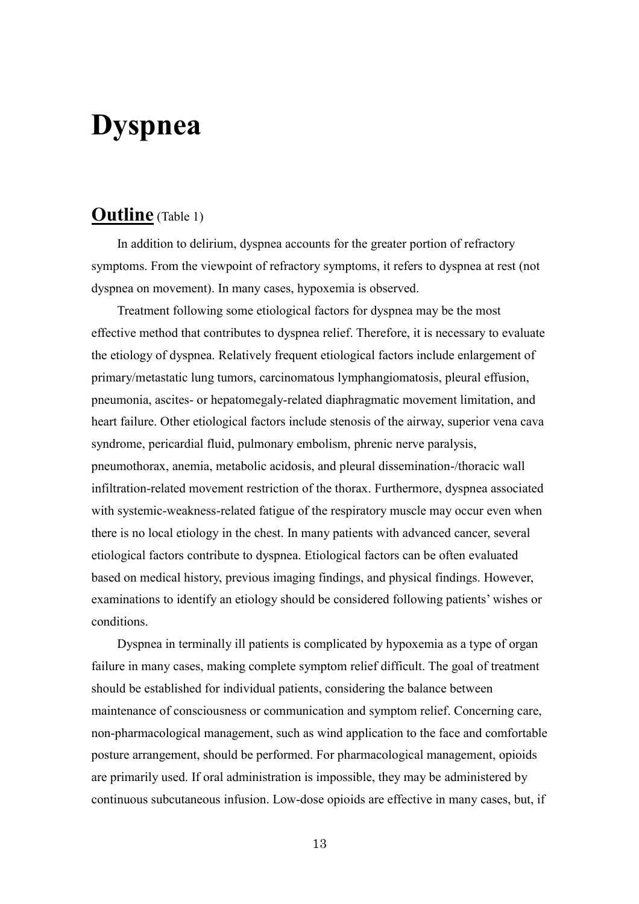# Dyspnea

## Outline (Table 1)

In addition to delirium, dyspnea accounts for the greater portion of refractory symptoms. From the viewpoint of refractory symptoms, it refers to dyspnea at rest (not dyspnea on movement). In many cases, hypoxemia is observed.

Treatment following some etiological factors for dyspnea may be the most effective method that contributes to dyspnea relief. Therefore, it is necessary to evaluate the etiology of dyspnea. Relatively frequent etiological factors include enlargement of primary/metastatic lung tumors, carcinomatous lymphangiomatosis, pleural effusion, pneumonia, ascites- or hepatomegaly-related diaphragmatic movement limitation, and heart failure. Other etiological factors include stenosis of the airway, superior vena cava syndrome, pericardial fluid, pulmonary embolism, phrenic nerve paralysis, pneumothorax, anemia, metabolic acidosis, and pleural dissemination-/thoracic wall infiltration-related movement restriction of the thorax. Furthermore, dyspnea associated with systemic-weakness-related fatigue of the respiratory muscle may occur even when there is no local etiology in the chest. In many patients with advanced cancer, several etiological factors contribute to dyspnea. Etiological factors can be often evaluated based on medical history, previous imaging findings, and physical findings. However, examinations to identify an etiology should be considered following patients' wishes or conditions.

Dyspnea in terminally ill patients is complicated by hypoxemia as a type of organ failure in many cases, making complete symptom relief difficult. The goal of treatment should be established for individual patients, considering the balance between maintenance of consciousness or communication and symptom relief. Concerning care, non-pharmacological management, such as wind application to the face and comfortable posture arrangement, should be performed. For pharmacological management, opioids are primarily used. If oral administration is impossible, they may be administered by continuous subcutaneous infusion. Low-dose opioids are effective in many cases, but, if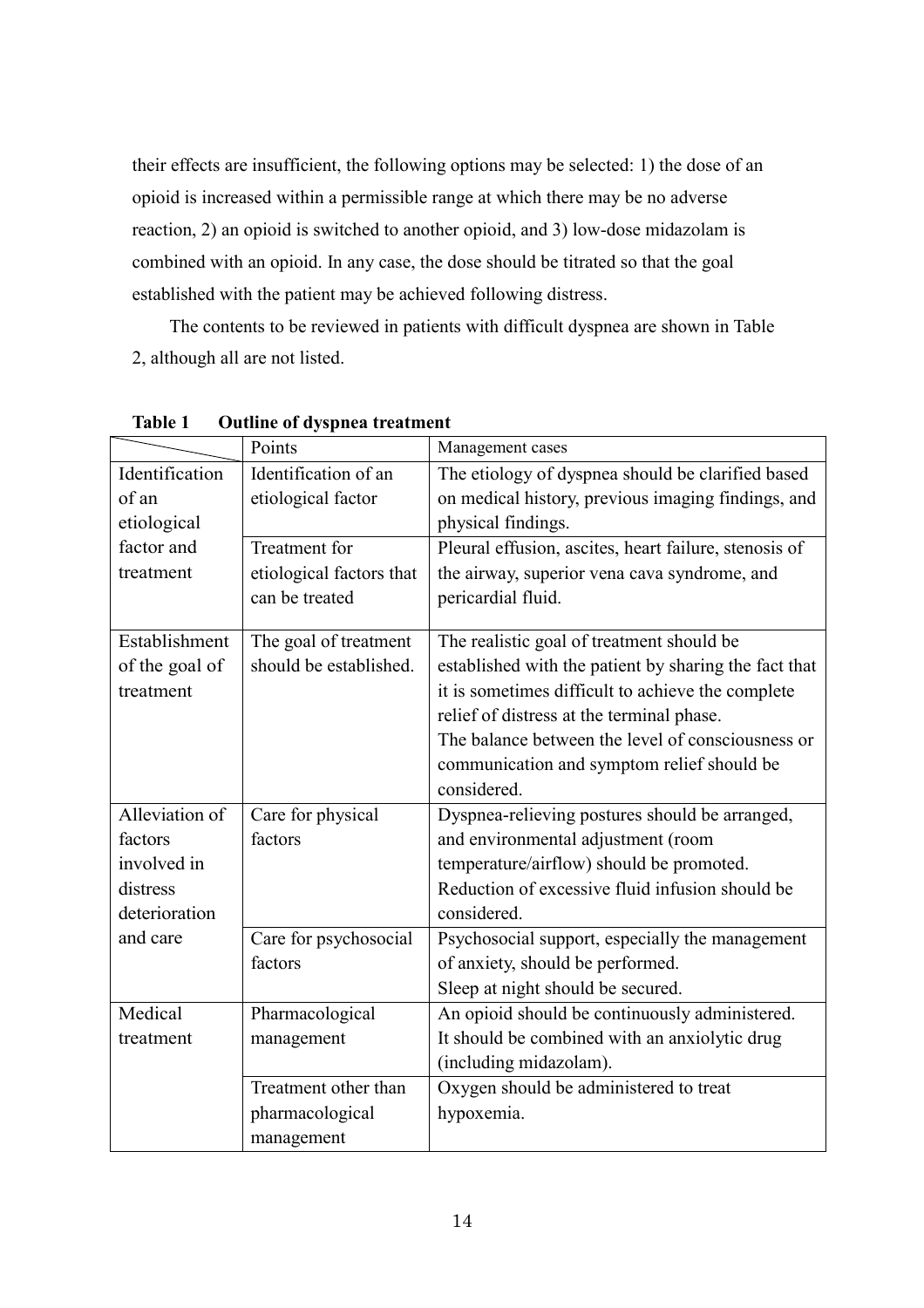their effects are insufficient, the following options may be selected: 1) the dose of an opioid is increased within a permissible range at which there may be no adverse reaction, 2) an opioid is switched to another opioid, and 3) low-dose midazolam is combined with an opioid. In any case, the dose should be titrated so that the goal established with the patient may be achieved following distress.

The contents to be reviewed in patients with difficult dyspnea are shown in Table 2, although all are not listed.

**Table 1 Outline of dyspnea treatment**

| | Points | Management cases |
|---|---|---|
| Identification of an etiological factor and treatment | Identification of an etiological factor | The etiology of dyspnea should be clarified based on medical history, previous imaging findings, and physical findings. |
| | Treatment for etiological factors that can be treated | Pleural effusion, ascites, heart failure, stenosis of the airway, superior vena cava syndrome, and pericardial fluid. |
| Establishment of the goal of treatment | The goal of treatment should be established. | The realistic goal of treatment should be established with the patient by sharing the fact that it is sometimes difficult to achieve the complete relief of distress at the terminal phase. The balance between the level of consciousness or communication and symptom relief should be considered. |
| Alleviation of factors involved in distress deterioration and care | Care for physical factors | Dyspnea-relieving postures should be arranged, and environmental adjustment (room temperature/airflow) should be promoted. Reduction of excessive fluid infusion should be considered. |
| | Care for psychosocial factors | Psychosocial support, especially the management of anxiety, should be performed. Sleep at night should be secured. |
| Medical treatment | Pharmacological management | An opioid should be continuously administered. It should be combined with an anxiolytic drug (including midazolam). |
| | Treatment other than pharmacological management | Oxygen should be administered to treat hypoxemia. |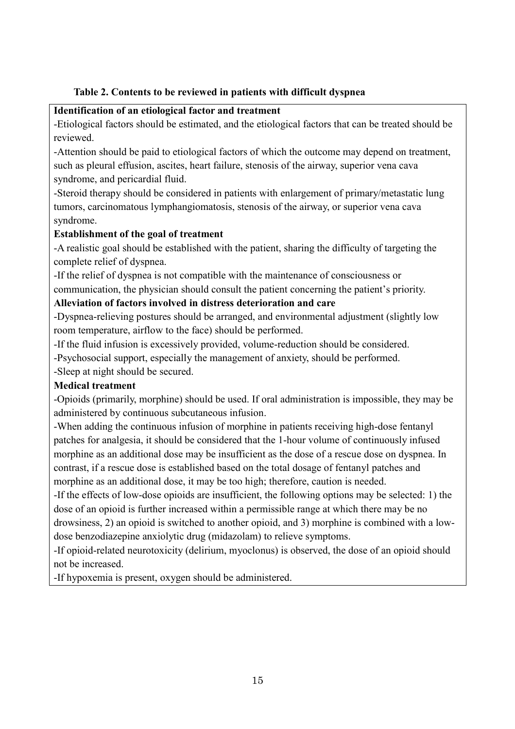**Table 2. Contents to be reviewed in patients with difficult dyspnea**

**Identification of an etiological factor and treatment**

-Etiological factors should be estimated, and the etiological factors that can be treated should be reviewed.

-Attention should be paid to etiological factors of which the outcome may depend on treatment, such as pleural effusion, ascites, heart failure, stenosis of the airway, superior vena cava syndrome, and pericardial fluid.

-Steroid therapy should be considered in patients with enlargement of primary/metastatic lung tumors, carcinomatous lymphangiomatosis, stenosis of the airway, or superior vena cava syndrome.

**Establishment of the goal of treatment**

-A realistic goal should be established with the patient, sharing the difficulty of targeting the complete relief of dyspnea.

-If the relief of dyspnea is not compatible with the maintenance of consciousness or communication, the physician should consult the patient concerning the patient's priority.

**Alleviation of factors involved in distress deterioration and care**

-Dyspnea-relieving postures should be arranged, and environmental adjustment (slightly low room temperature, airflow to the face) should be performed.

-If the fluid infusion is excessively provided, volume-reduction should be considered.

-Psychosocial support, especially the management of anxiety, should be performed.

-Sleep at night should be secured.

**Medical treatment**

-Opioids (primarily, morphine) should be used. If oral administration is impossible, they may be administered by continuous subcutaneous infusion.

-When adding the continuous infusion of morphine in patients receiving high-dose fentanyl patches for analgesia, it should be considered that the 1-hour volume of continuously infused morphine as an additional dose may be insufficient as the dose of a rescue dose on dyspnea. In contrast, if a rescue dose is established based on the total dosage of fentanyl patches and morphine as an additional dose, it may be too high; therefore, caution is needed.

-If the effects of low-dose opioids are insufficient, the following options may be selected: 1) the dose of an opioid is further increased within a permissible range at which there may be no drowsiness, 2) an opioid is switched to another opioid, and 3) morphine is combined with a low-dose benzodiazepine anxiolytic drug (midazolam) to relieve symptoms.

-If opioid-related neurotoxicity (delirium, myoclonus) is observed, the dose of an opioid should not be increased.

-If hypoxemia is present, oxygen should be administered.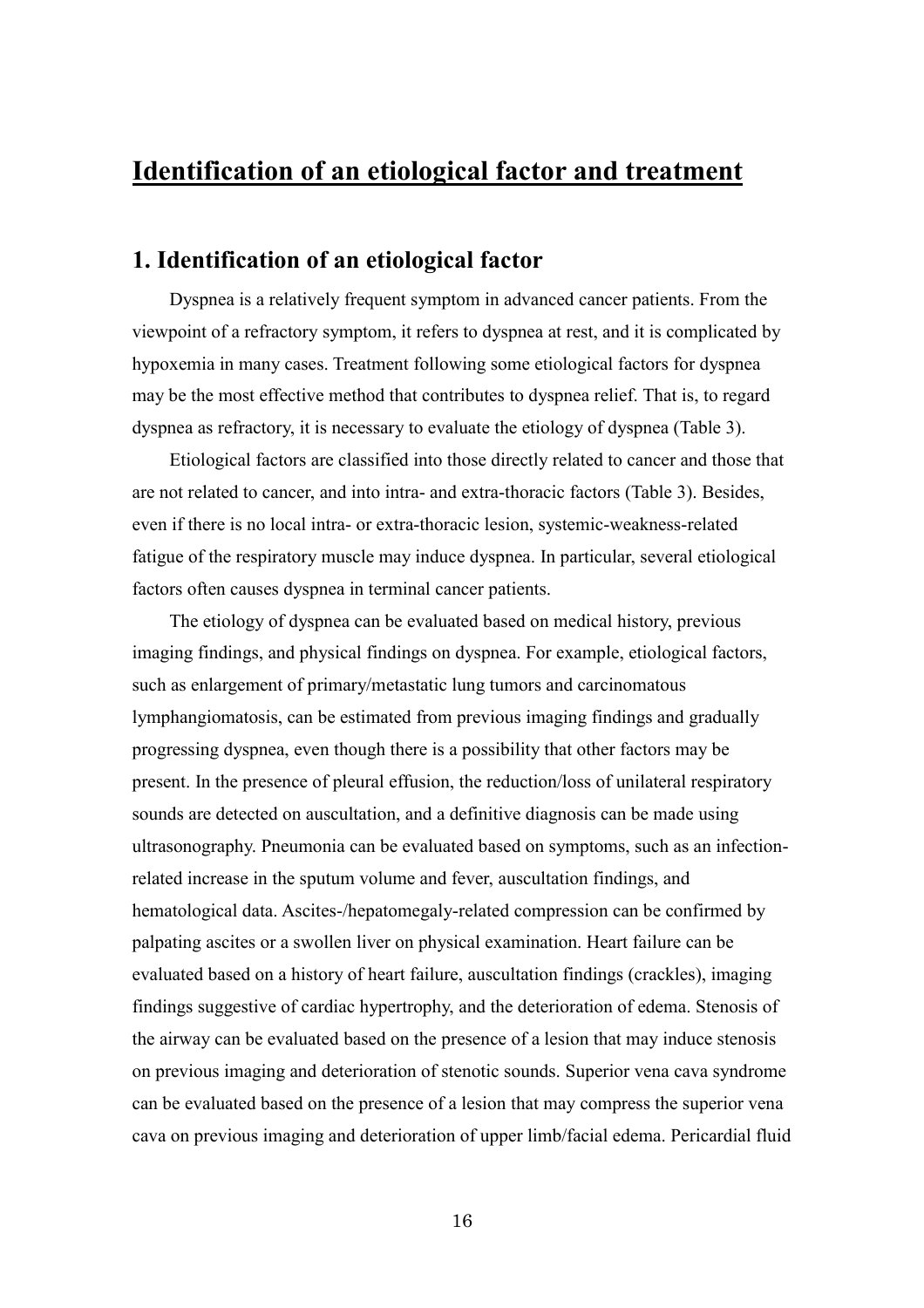# Identification of an etiological factor and treatment

## 1. Identification of an etiological factor

Dyspnea is a relatively frequent symptom in advanced cancer patients. From the viewpoint of a refractory symptom, it refers to dyspnea at rest, and it is complicated by hypoxemia in many cases. Treatment following some etiological factors for dyspnea may be the most effective method that contributes to dyspnea relief. That is, to regard dyspnea as refractory, it is necessary to evaluate the etiology of dyspnea (Table 3).

Etiological factors are classified into those directly related to cancer and those that are not related to cancer, and into intra- and extra-thoracic factors (Table 3). Besides, even if there is no local intra- or extra-thoracic lesion, systemic-weakness-related fatigue of the respiratory muscle may induce dyspnea. In particular, several etiological factors often causes dyspnea in terminal cancer patients.

The etiology of dyspnea can be evaluated based on medical history, previous imaging findings, and physical findings on dyspnea. For example, etiological factors, such as enlargement of primary/metastatic lung tumors and carcinomatous lymphangiomatosis, can be estimated from previous imaging findings and gradually progressing dyspnea, even though there is a possibility that other factors may be present. In the presence of pleural effusion, the reduction/loss of unilateral respiratory sounds are detected on auscultation, and a definitive diagnosis can be made using ultrasonography. Pneumonia can be evaluated based on symptoms, such as an infection-related increase in the sputum volume and fever, auscultation findings, and hematological data. Ascites-/hepatomegaly-related compression can be confirmed by palpating ascites or a swollen liver on physical examination. Heart failure can be evaluated based on a history of heart failure, auscultation findings (crackles), imaging findings suggestive of cardiac hypertrophy, and the deterioration of edema. Stenosis of the airway can be evaluated based on the presence of a lesion that may induce stenosis on previous imaging and deterioration of stenotic sounds. Superior vena cava syndrome can be evaluated based on the presence of a lesion that may compress the superior vena cava on previous imaging and deterioration of upper limb/facial edema. Pericardial fluid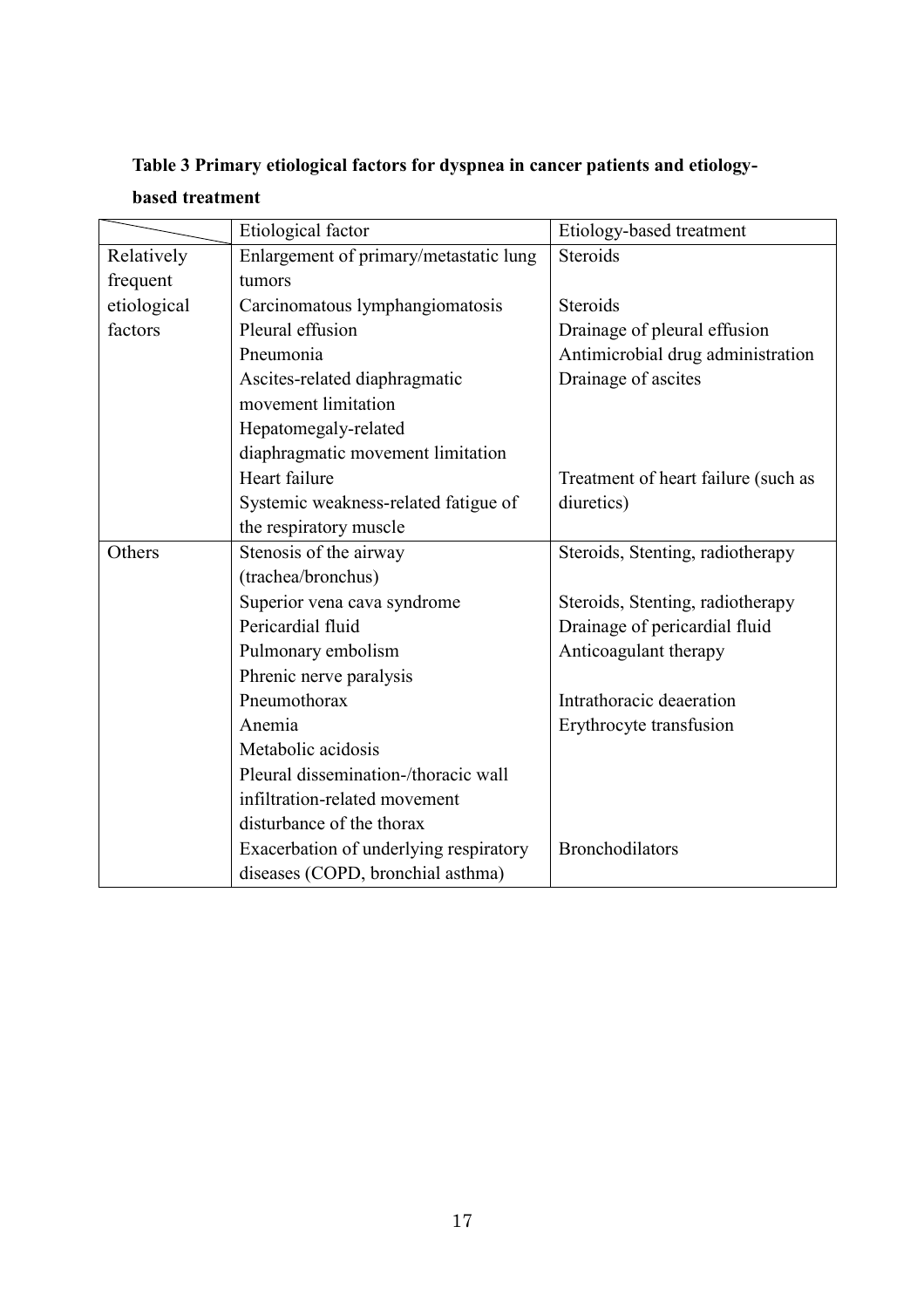**Table 3 Primary etiological factors for dyspnea in cancer patients and etiology-based treatment**

| | Etiological factor | Etiology-based treatment |
|---|---|---|
| Relatively frequent etiological factors | Enlargement of primary/metastatic lung tumors | Steroids |
| | Carcinomatous lymphangiomatosis | Steroids |
| | Pleural effusion | Drainage of pleural effusion |
| | Pneumonia | Antimicrobial drug administration |
| | Ascites-related diaphragmatic movement limitation | Drainage of ascites |
| | Hepatomegaly-related diaphragmatic movement limitation | |
| | Heart failure | Treatment of heart failure (such as diuretics) |
| | Systemic weakness-related fatigue of the respiratory muscle | |
| Others | Stenosis of the airway (trachea/bronchus) | Steroids, Stenting, radiotherapy |
| | Superior vena cava syndrome | Steroids, Stenting, radiotherapy |
| | Pericardial fluid | Drainage of pericardial fluid |
| | Pulmonary embolism | Anticoagulant therapy |
| | Phrenic nerve paralysis | |
| | Pneumothorax | Intrathoracic deaeration |
| | Anemia | Erythrocyte transfusion |
| | Metabolic acidosis | |
| | Pleural dissemination-/thoracic wall infiltration-related movement disturbance of the thorax | |
| | Exacerbation of underlying respiratory diseases (COPD, bronchial asthma) | Bronchodilators |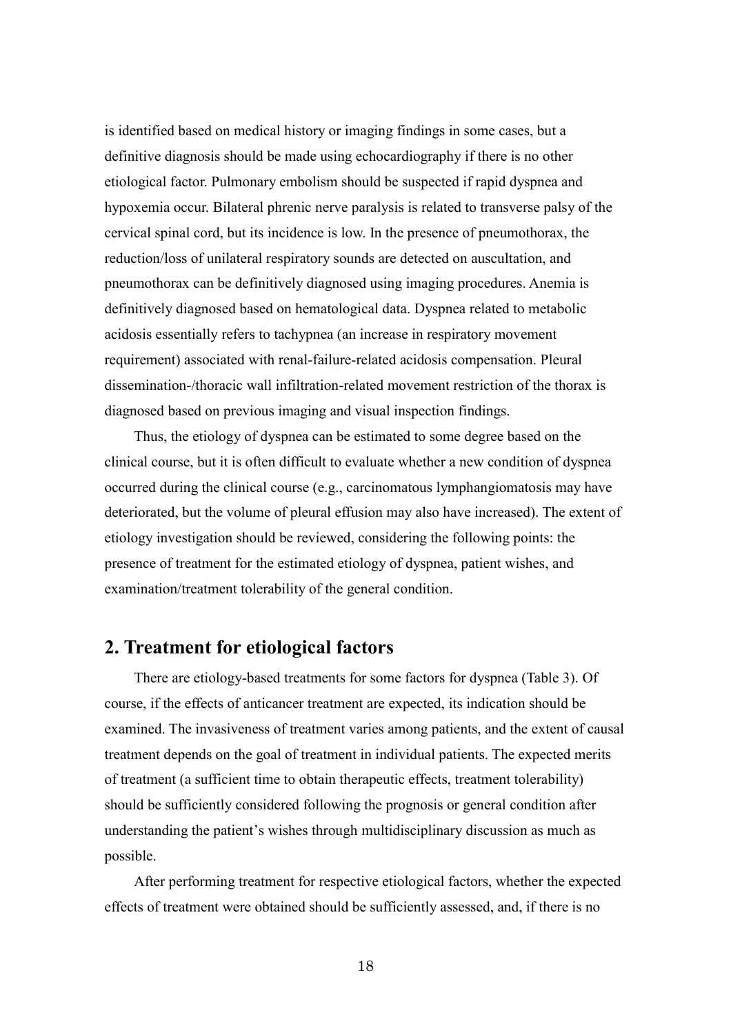is identified based on medical history or imaging findings in some cases, but a definitive diagnosis should be made using echocardiography if there is no other etiological factor. Pulmonary embolism should be suspected if rapid dyspnea and hypoxemia occur. Bilateral phrenic nerve paralysis is related to transverse palsy of the cervical spinal cord, but its incidence is low. In the presence of pneumothorax, the reduction/loss of unilateral respiratory sounds are detected on auscultation, and pneumothorax can be definitively diagnosed using imaging procedures. Anemia is definitively diagnosed based on hematological data. Dyspnea related to metabolic acidosis essentially refers to tachypnea (an increase in respiratory movement requirement) associated with renal-failure-related acidosis compensation. Pleural dissemination-/thoracic wall infiltration-related movement restriction of the thorax is diagnosed based on previous imaging and visual inspection findings.

Thus, the etiology of dyspnea can be estimated to some degree based on the clinical course, but it is often difficult to evaluate whether a new condition of dyspnea occurred during the clinical course (e.g., carcinomatous lymphangiomatosis may have deteriorated, but the volume of pleural effusion may also have increased). The extent of etiology investigation should be reviewed, considering the following points: the presence of treatment for the estimated etiology of dyspnea, patient wishes, and examination/treatment tolerability of the general condition.

## 2. Treatment for etiological factors

There are etiology-based treatments for some factors for dyspnea (Table 3). Of course, if the effects of anticancer treatment are expected, its indication should be examined. The invasiveness of treatment varies among patients, and the extent of causal treatment depends on the goal of treatment in individual patients. The expected merits of treatment (a sufficient time to obtain therapeutic effects, treatment tolerability) should be sufficiently considered following the prognosis or general condition after understanding the patient's wishes through multidisciplinary discussion as much as possible.

After performing treatment for respective etiological factors, whether the expected effects of treatment were obtained should be sufficiently assessed, and, if there is no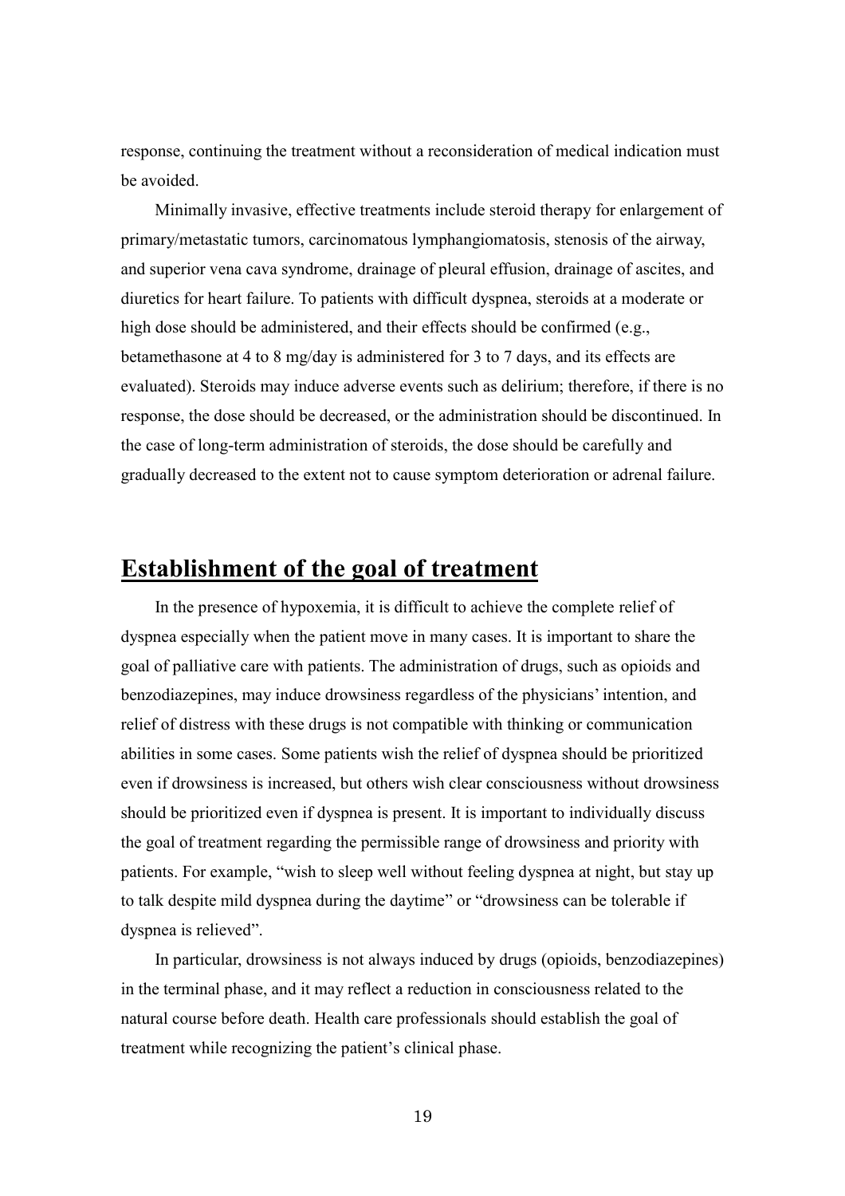response, continuing the treatment without a reconsideration of medical indication must be avoided.

Minimally invasive, effective treatments include steroid therapy for enlargement of primary/metastatic tumors, carcinomatous lymphangiomatosis, stenosis of the airway, and superior vena cava syndrome, drainage of pleural effusion, drainage of ascites, and diuretics for heart failure. To patients with difficult dyspnea, steroids at a moderate or high dose should be administered, and their effects should be confirmed (e.g., betamethasone at 4 to 8 mg/day is administered for 3 to 7 days, and its effects are evaluated). Steroids may induce adverse events such as delirium; therefore, if there is no response, the dose should be decreased, or the administration should be discontinued. In the case of long-term administration of steroids, the dose should be carefully and gradually decreased to the extent not to cause symptom deterioration or adrenal failure.

## Establishment of the goal of treatment

In the presence of hypoxemia, it is difficult to achieve the complete relief of dyspnea especially when the patient move in many cases. It is important to share the goal of palliative care with patients. The administration of drugs, such as opioids and benzodiazepines, may induce drowsiness regardless of the physicians' intention, and relief of distress with these drugs is not compatible with thinking or communication abilities in some cases. Some patients wish the relief of dyspnea should be prioritized even if drowsiness is increased, but others wish clear consciousness without drowsiness should be prioritized even if dyspnea is present. It is important to individually discuss the goal of treatment regarding the permissible range of drowsiness and priority with patients. For example, "wish to sleep well without feeling dyspnea at night, but stay up to talk despite mild dyspnea during the daytime" or "drowsiness can be tolerable if dyspnea is relieved".

In particular, drowsiness is not always induced by drugs (opioids, benzodiazepines) in the terminal phase, and it may reflect a reduction in consciousness related to the natural course before death. Health care professionals should establish the goal of treatment while recognizing the patient's clinical phase.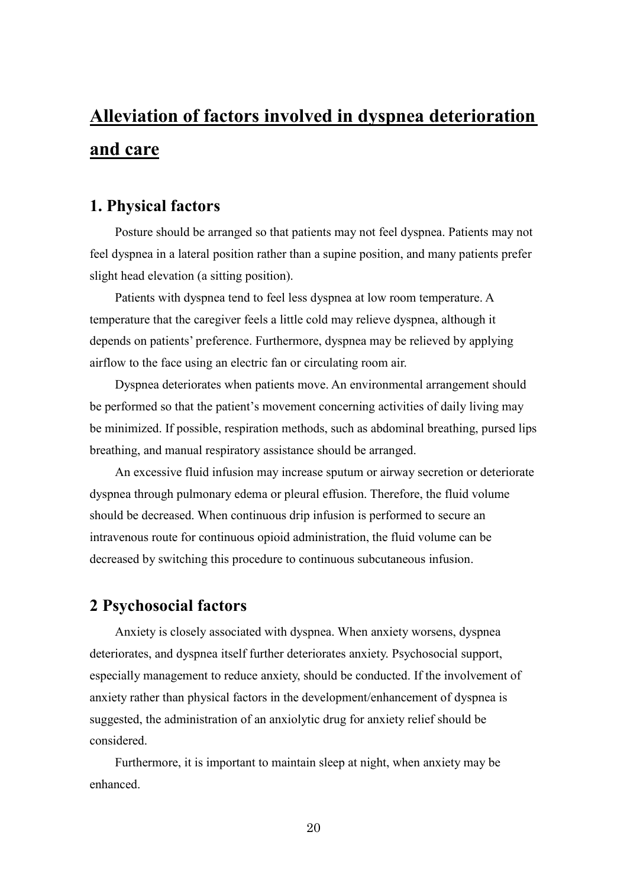# Alleviation of factors involved in dyspnea deterioration and care

## 1. Physical factors

Posture should be arranged so that patients may not feel dyspnea. Patients may not feel dyspnea in a lateral position rather than a supine position, and many patients prefer slight head elevation (a sitting position).

Patients with dyspnea tend to feel less dyspnea at low room temperature. A temperature that the caregiver feels a little cold may relieve dyspnea, although it depends on patients' preference. Furthermore, dyspnea may be relieved by applying airflow to the face using an electric fan or circulating room air.

Dyspnea deteriorates when patients move. An environmental arrangement should be performed so that the patient's movement concerning activities of daily living may be minimized. If possible, respiration methods, such as abdominal breathing, pursed lips breathing, and manual respiratory assistance should be arranged.

An excessive fluid infusion may increase sputum or airway secretion or deteriorate dyspnea through pulmonary edema or pleural effusion. Therefore, the fluid volume should be decreased. When continuous drip infusion is performed to secure an intravenous route for continuous opioid administration, the fluid volume can be decreased by switching this procedure to continuous subcutaneous infusion.

## 2 Psychosocial factors

Anxiety is closely associated with dyspnea. When anxiety worsens, dyspnea deteriorates, and dyspnea itself further deteriorates anxiety. Psychosocial support, especially management to reduce anxiety, should be conducted. If the involvement of anxiety rather than physical factors in the development/enhancement of dyspnea is suggested, the administration of an anxiolytic drug for anxiety relief should be considered.

Furthermore, it is important to maintain sleep at night, when anxiety may be enhanced.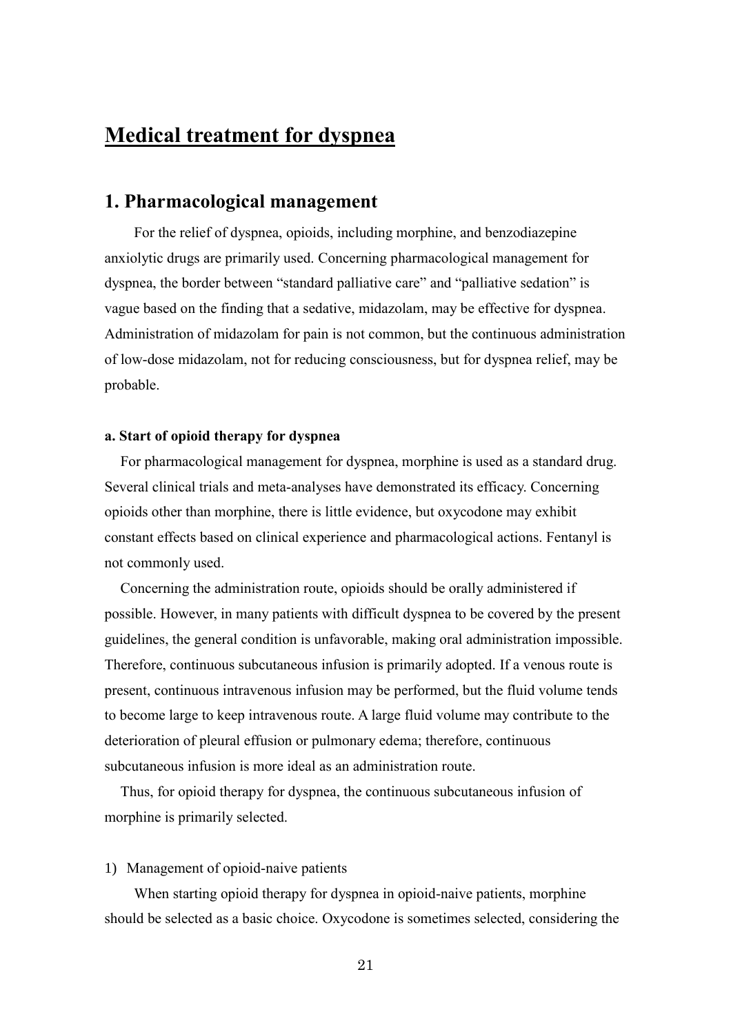# Medical treatment for dyspnea

## 1. Pharmacological management

For the relief of dyspnea, opioids, including morphine, and benzodiazepine anxiolytic drugs are primarily used. Concerning pharmacological management for dyspnea, the border between "standard palliative care" and "palliative sedation" is vague based on the finding that a sedative, midazolam, may be effective for dyspnea. Administration of midazolam for pain is not common, but the continuous administration of low-dose midazolam, not for reducing consciousness, but for dyspnea relief, may be probable.

#### a. Start of opioid therapy for dyspnea

For pharmacological management for dyspnea, morphine is used as a standard drug. Several clinical trials and meta-analyses have demonstrated its efficacy. Concerning opioids other than morphine, there is little evidence, but oxycodone may exhibit constant effects based on clinical experience and pharmacological actions. Fentanyl is not commonly used.

Concerning the administration route, opioids should be orally administered if possible. However, in many patients with difficult dyspnea to be covered by the present guidelines, the general condition is unfavorable, making oral administration impossible. Therefore, continuous subcutaneous infusion is primarily adopted. If a venous route is present, continuous intravenous infusion may be performed, but the fluid volume tends to become large to keep intravenous route. A large fluid volume may contribute to the deterioration of pleural effusion or pulmonary edema; therefore, continuous subcutaneous infusion is more ideal as an administration route.

Thus, for opioid therapy for dyspnea, the continuous subcutaneous infusion of morphine is primarily selected.

1) Management of opioid-naive patients

When starting opioid therapy for dyspnea in opioid-naive patients, morphine should be selected as a basic choice. Oxycodone is sometimes selected, considering the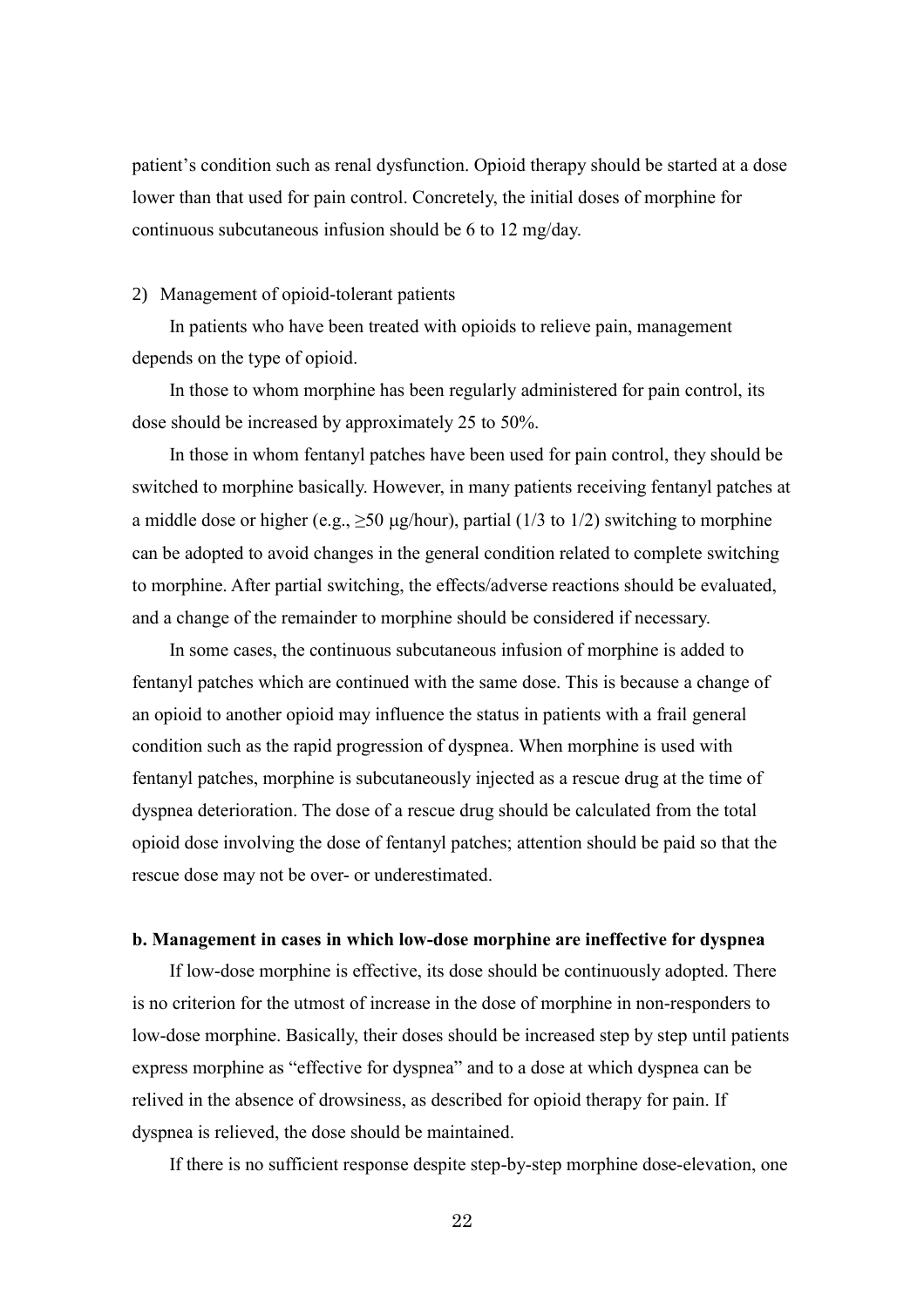patient's condition such as renal dysfunction. Opioid therapy should be started at a dose lower than that used for pain control. Concretely, the initial doses of morphine for continuous subcutaneous infusion should be 6 to 12 mg/day.

2) Management of opioid-tolerant patients

In patients who have been treated with opioids to relieve pain, management depends on the type of opioid.

In those to whom morphine has been regularly administered for pain control, its dose should be increased by approximately 25 to 50%.

In those in whom fentanyl patches have been used for pain control, they should be switched to morphine basically. However, in many patients receiving fentanyl patches at a middle dose or higher (e.g., ≥50 μg/hour), partial (1/3 to 1/2) switching to morphine can be adopted to avoid changes in the general condition related to complete switching to morphine. After partial switching, the effects/adverse reactions should be evaluated, and a change of the remainder to morphine should be considered if necessary.

In some cases, the continuous subcutaneous infusion of morphine is added to fentanyl patches which are continued with the same dose. This is because a change of an opioid to another opioid may influence the status in patients with a frail general condition such as the rapid progression of dyspnea. When morphine is used with fentanyl patches, morphine is subcutaneously injected as a rescue drug at the time of dyspnea deterioration. The dose of a rescue drug should be calculated from the total opioid dose involving the dose of fentanyl patches; attention should be paid so that the rescue dose may not be over- or underestimated.

**b. Management in cases in which low-dose morphine are ineffective for dyspnea**

If low-dose morphine is effective, its dose should be continuously adopted. There is no criterion for the utmost of increase in the dose of morphine in non-responders to low-dose morphine. Basically, their doses should be increased step by step until patients express morphine as "effective for dyspnea" and to a dose at which dyspnea can be relived in the absence of drowsiness, as described for opioid therapy for pain. If dyspnea is relieved, the dose should be maintained.

If there is no sufficient response despite step-by-step morphine dose-elevation, one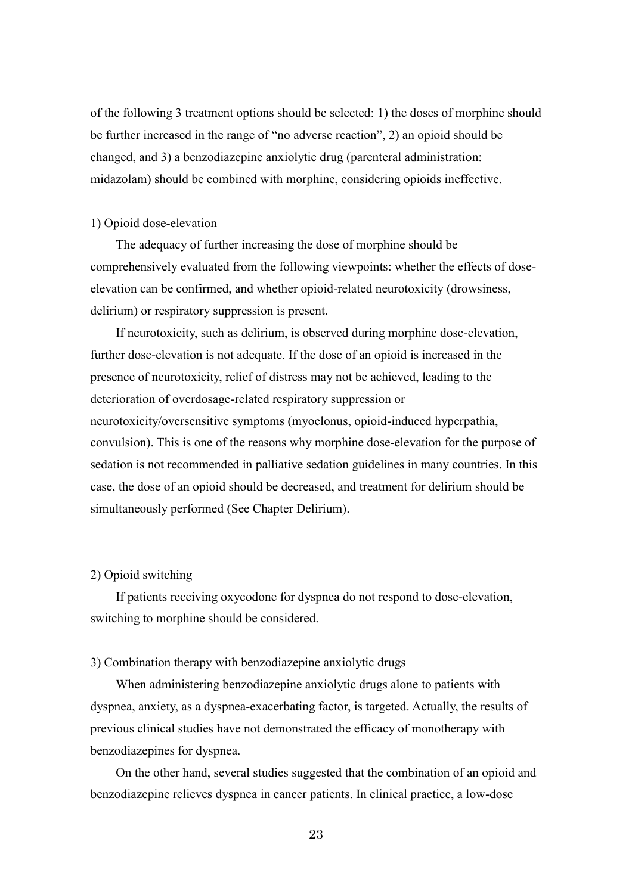of the following 3 treatment options should be selected: 1) the doses of morphine should be further increased in the range of "no adverse reaction", 2) an opioid should be changed, and 3) a benzodiazepine anxiolytic drug (parenteral administration: midazolam) should be combined with morphine, considering opioids ineffective.

1) Opioid dose-elevation

The adequacy of further increasing the dose of morphine should be comprehensively evaluated from the following viewpoints: whether the effects of dose-elevation can be confirmed, and whether opioid-related neurotoxicity (drowsiness, delirium) or respiratory suppression is present.

If neurotoxicity, such as delirium, is observed during morphine dose-elevation, further dose-elevation is not adequate. If the dose of an opioid is increased in the presence of neurotoxicity, relief of distress may not be achieved, leading to the deterioration of overdosage-related respiratory suppression or neurotoxicity/oversensitive symptoms (myoclonus, opioid-induced hyperpathia, convulsion). This is one of the reasons why morphine dose-elevation for the purpose of sedation is not recommended in palliative sedation guidelines in many countries. In this case, the dose of an opioid should be decreased, and treatment for delirium should be simultaneously performed (See Chapter Delirium).

2) Opioid switching

If patients receiving oxycodone for dyspnea do not respond to dose-elevation, switching to morphine should be considered.

3) Combination therapy with benzodiazepine anxiolytic drugs

When administering benzodiazepine anxiolytic drugs alone to patients with dyspnea, anxiety, as a dyspnea-exacerbating factor, is targeted. Actually, the results of previous clinical studies have not demonstrated the efficacy of monotherapy with benzodiazepines for dyspnea.

On the other hand, several studies suggested that the combination of an opioid and benzodiazepine relieves dyspnea in cancer patients. In clinical practice, a low-dose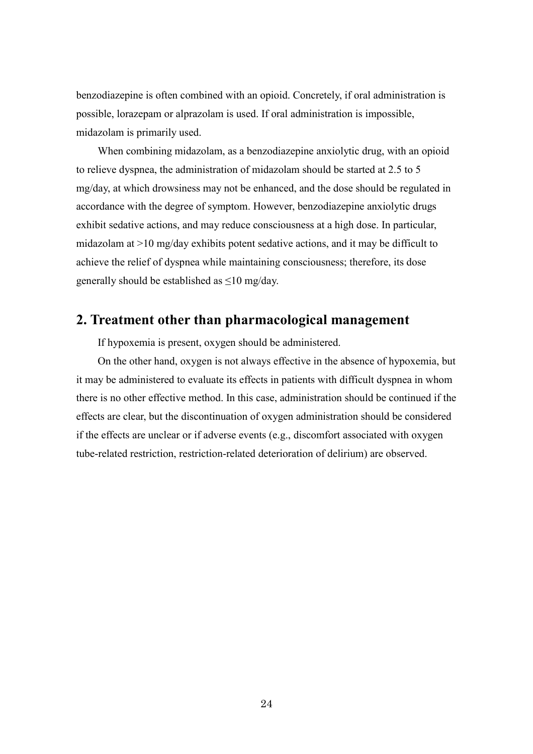benzodiazepine is often combined with an opioid. Concretely, if oral administration is possible, lorazepam or alprazolam is used. If oral administration is impossible, midazolam is primarily used.

When combining midazolam, as a benzodiazepine anxiolytic drug, with an opioid to relieve dyspnea, the administration of midazolam should be started at 2.5 to 5 mg/day, at which drowsiness may not be enhanced, and the dose should be regulated in accordance with the degree of symptom. However, benzodiazepine anxiolytic drugs exhibit sedative actions, and may reduce consciousness at a high dose. In particular, midazolam at >10 mg/day exhibits potent sedative actions, and it may be difficult to achieve the relief of dyspnea while maintaining consciousness; therefore, its dose generally should be established as ≤10 mg/day.

## 2. Treatment other than pharmacological management

If hypoxemia is present, oxygen should be administered.

On the other hand, oxygen is not always effective in the absence of hypoxemia, but it may be administered to evaluate its effects in patients with difficult dyspnea in whom there is no other effective method. In this case, administration should be continued if the effects are clear, but the discontinuation of oxygen administration should be considered if the effects are unclear or if adverse events (e.g., discomfort associated with oxygen tube-related restriction, restriction-related deterioration of delirium) are observed.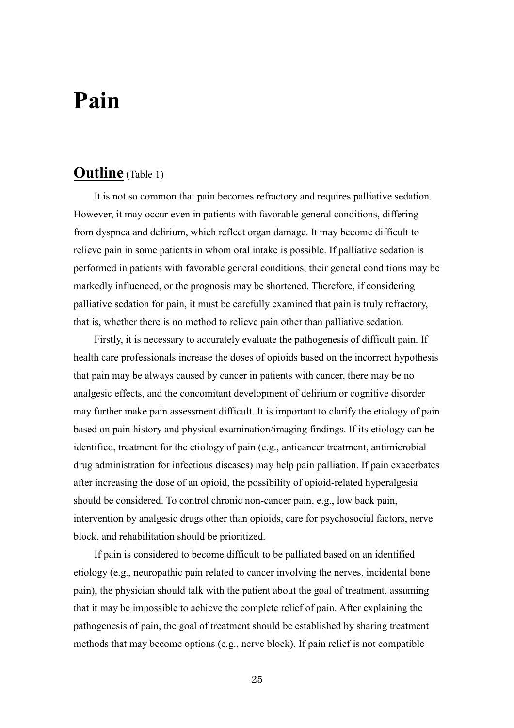# Pain

## Outline (Table 1)

It is not so common that pain becomes refractory and requires palliative sedation. However, it may occur even in patients with favorable general conditions, differing from dyspnea and delirium, which reflect organ damage. It may become difficult to relieve pain in some patients in whom oral intake is possible. If palliative sedation is performed in patients with favorable general conditions, their general conditions may be markedly influenced, or the prognosis may be shortened. Therefore, if considering palliative sedation for pain, it must be carefully examined that pain is truly refractory, that is, whether there is no method to relieve pain other than palliative sedation.

Firstly, it is necessary to accurately evaluate the pathogenesis of difficult pain. If health care professionals increase the doses of opioids based on the incorrect hypothesis that pain may be always caused by cancer in patients with cancer, there may be no analgesic effects, and the concomitant development of delirium or cognitive disorder may further make pain assessment difficult. It is important to clarify the etiology of pain based on pain history and physical examination/imaging findings. If its etiology can be identified, treatment for the etiology of pain (e.g., anticancer treatment, antimicrobial drug administration for infectious diseases) may help pain palliation. If pain exacerbates after increasing the dose of an opioid, the possibility of opioid-related hyperalgesia should be considered. To control chronic non-cancer pain, e.g., low back pain, intervention by analgesic drugs other than opioids, care for psychosocial factors, nerve block, and rehabilitation should be prioritized.

If pain is considered to become difficult to be palliated based on an identified etiology (e.g., neuropathic pain related to cancer involving the nerves, incidental bone pain), the physician should talk with the patient about the goal of treatment, assuming that it may be impossible to achieve the complete relief of pain. After explaining the pathogenesis of pain, the goal of treatment should be established by sharing treatment methods that may become options (e.g., nerve block). If pain relief is not compatible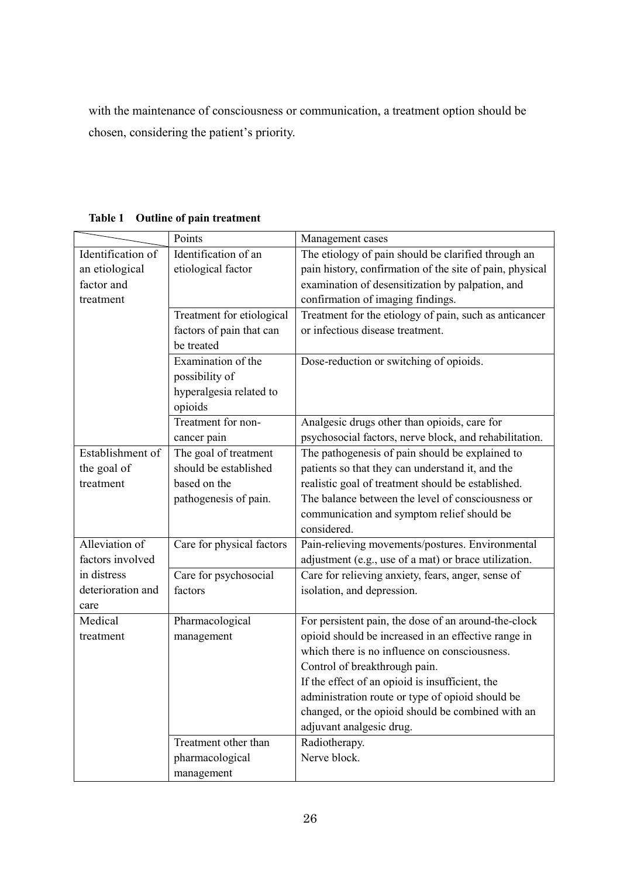with the maintenance of consciousness or communication, a treatment option should be chosen, considering the patient's priority.

**Table 1 Outline of pain treatment**

| | Points | Management cases |
|---|---|---|
| Identification of an etiological factor and treatment | Identification of an etiological factor | The etiology of pain should be clarified through an pain history, confirmation of the site of pain, physical examination of desensitization by palpation, and confirmation of imaging findings. |
| | Treatment for etiological factors of pain that can be treated | Treatment for the etiology of pain, such as anticancer or infectious disease treatment. |
| | Examination of the possibility of hyperalgesia related to opioids | Dose-reduction or switching of opioids. |
| | Treatment for non-cancer pain | Analgesic drugs other than opioids, care for psychosocial factors, nerve block, and rehabilitation. |
| Establishment of the goal of treatment | The goal of treatment should be established based on the pathogenesis of pain. | The pathogenesis of pain should be explained to patients so that they can understand it, and the realistic goal of treatment should be established. The balance between the level of consciousness or communication and symptom relief should be considered. |
| Alleviation of factors involved in distress deterioration and care | Care for physical factors | Pain-relieving movements/postures. Environmental adjustment (e.g., use of a mat) or brace utilization. |
| | Care for psychosocial factors | Care for relieving anxiety, fears, anger, sense of isolation, and depression. |
| Medical treatment | Pharmacological management | For persistent pain, the dose of an around-the-clock opioid should be increased in an effective range in which there is no influence on consciousness. Control of breakthrough pain. If the effect of an opioid is insufficient, the administration route or type of opioid should be changed, or the opioid should be combined with an adjuvant analgesic drug. |
| | Treatment other than pharmacological management | Radiotherapy. Nerve block. |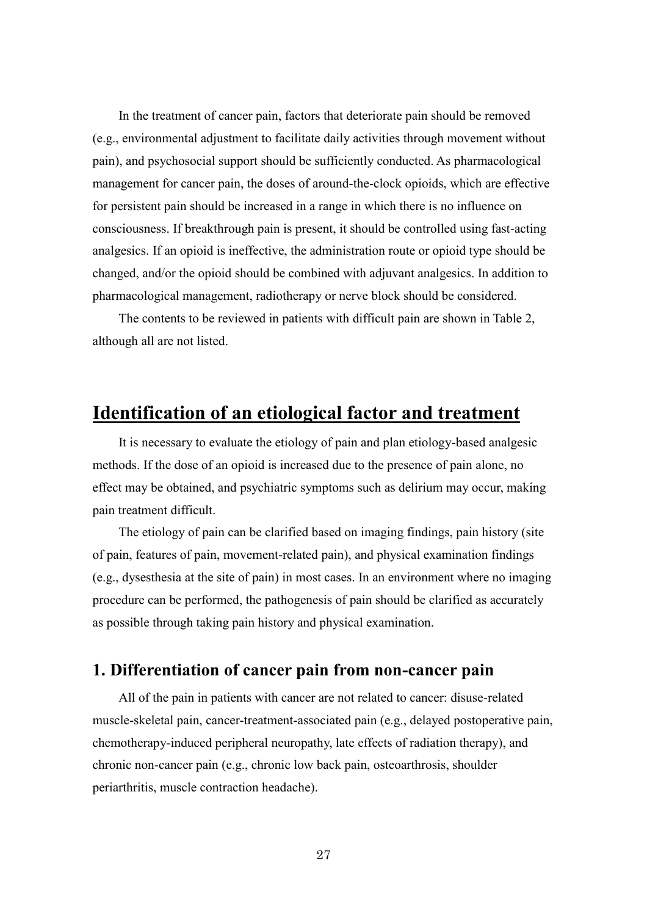In the treatment of cancer pain, factors that deteriorate pain should be removed (e.g., environmental adjustment to facilitate daily activities through movement without pain), and psychosocial support should be sufficiently conducted. As pharmacological management for cancer pain, the doses of around-the-clock opioids, which are effective for persistent pain should be increased in a range in which there is no influence on consciousness. If breakthrough pain is present, it should be controlled using fast-acting analgesics. If an opioid is ineffective, the administration route or opioid type should be changed, and/or the opioid should be combined with adjuvant analgesics. In addition to pharmacological management, radiotherapy or nerve block should be considered.

The contents to be reviewed in patients with difficult pain are shown in Table 2, although all are not listed.

# Identification of an etiological factor and treatment

It is necessary to evaluate the etiology of pain and plan etiology-based analgesic methods. If the dose of an opioid is increased due to the presence of pain alone, no effect may be obtained, and psychiatric symptoms such as delirium may occur, making pain treatment difficult.

The etiology of pain can be clarified based on imaging findings, pain history (site of pain, features of pain, movement-related pain), and physical examination findings (e.g., dysesthesia at the site of pain) in most cases. In an environment where no imaging procedure can be performed, the pathogenesis of pain should be clarified as accurately as possible through taking pain history and physical examination.

## 1. Differentiation of cancer pain from non-cancer pain

All of the pain in patients with cancer are not related to cancer: disuse-related muscle-skeletal pain, cancer-treatment-associated pain (e.g., delayed postoperative pain, chemotherapy-induced peripheral neuropathy, late effects of radiation therapy), and chronic non-cancer pain (e.g., chronic low back pain, osteoarthrosis, shoulder periarthritis, muscle contraction headache).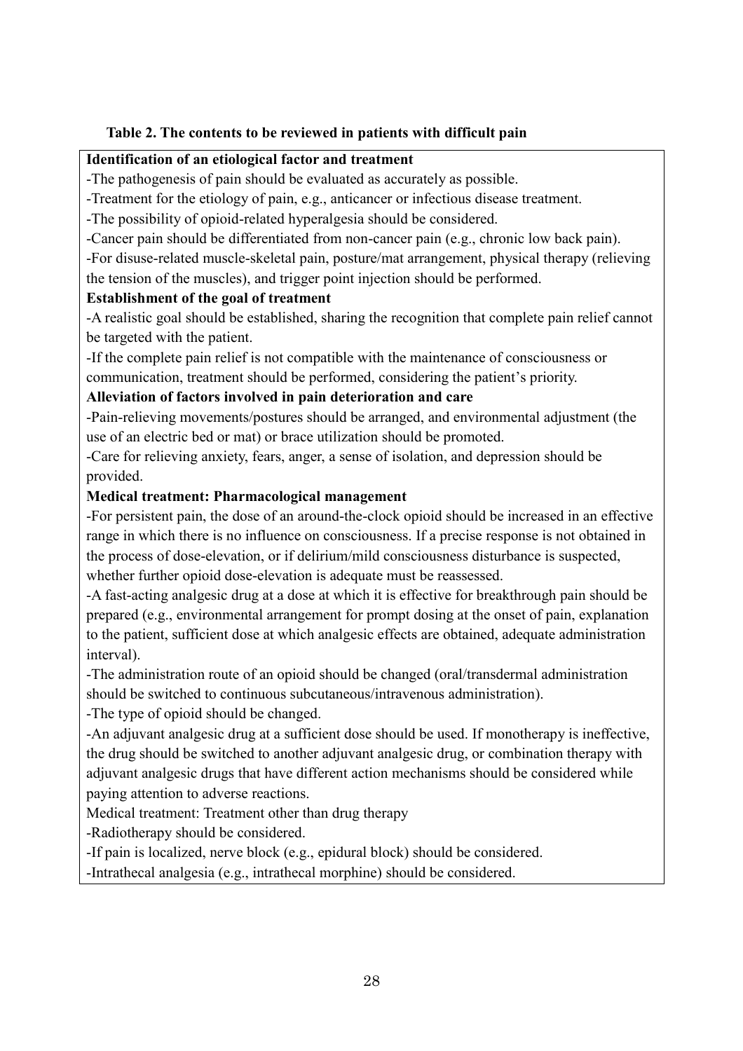**Table 2. The contents to be reviewed in patients with difficult pain**

**Identification of an etiological factor and treatment**

-The pathogenesis of pain should be evaluated as accurately as possible.

-Treatment for the etiology of pain, e.g., anticancer or infectious disease treatment.

-The possibility of opioid-related hyperalgesia should be considered.

-Cancer pain should be differentiated from non-cancer pain (e.g., chronic low back pain).

-For disuse-related muscle-skeletal pain, posture/mat arrangement, physical therapy (relieving the tension of the muscles), and trigger point injection should be performed.

**Establishment of the goal of treatment**

-A realistic goal should be established, sharing the recognition that complete pain relief cannot be targeted with the patient.

-If the complete pain relief is not compatible with the maintenance of consciousness or communication, treatment should be performed, considering the patient's priority.

**Alleviation of factors involved in pain deterioration and care**

-Pain-relieving movements/postures should be arranged, and environmental adjustment (the use of an electric bed or mat) or brace utilization should be promoted.

-Care for relieving anxiety, fears, anger, a sense of isolation, and depression should be provided.

**Medical treatment: Pharmacological management**

-For persistent pain, the dose of an around-the-clock opioid should be increased in an effective range in which there is no influence on consciousness. If a precise response is not obtained in the process of dose-elevation, or if delirium/mild consciousness disturbance is suspected, whether further opioid dose-elevation is adequate must be reassessed.

-A fast-acting analgesic drug at a dose at which it is effective for breakthrough pain should be prepared (e.g., environmental arrangement for prompt dosing at the onset of pain, explanation to the patient, sufficient dose at which analgesic effects are obtained, adequate administration interval).

-The administration route of an opioid should be changed (oral/transdermal administration should be switched to continuous subcutaneous/intravenous administration).

-The type of opioid should be changed.

-An adjuvant analgesic drug at a sufficient dose should be used. If monotherapy is ineffective, the drug should be switched to another adjuvant analgesic drug, or combination therapy with adjuvant analgesic drugs that have different action mechanisms should be considered while paying attention to adverse reactions.

Medical treatment: Treatment other than drug therapy

-Radiotherapy should be considered.

-If pain is localized, nerve block (e.g., epidural block) should be considered.

-Intrathecal analgesia (e.g., intrathecal morphine) should be considered.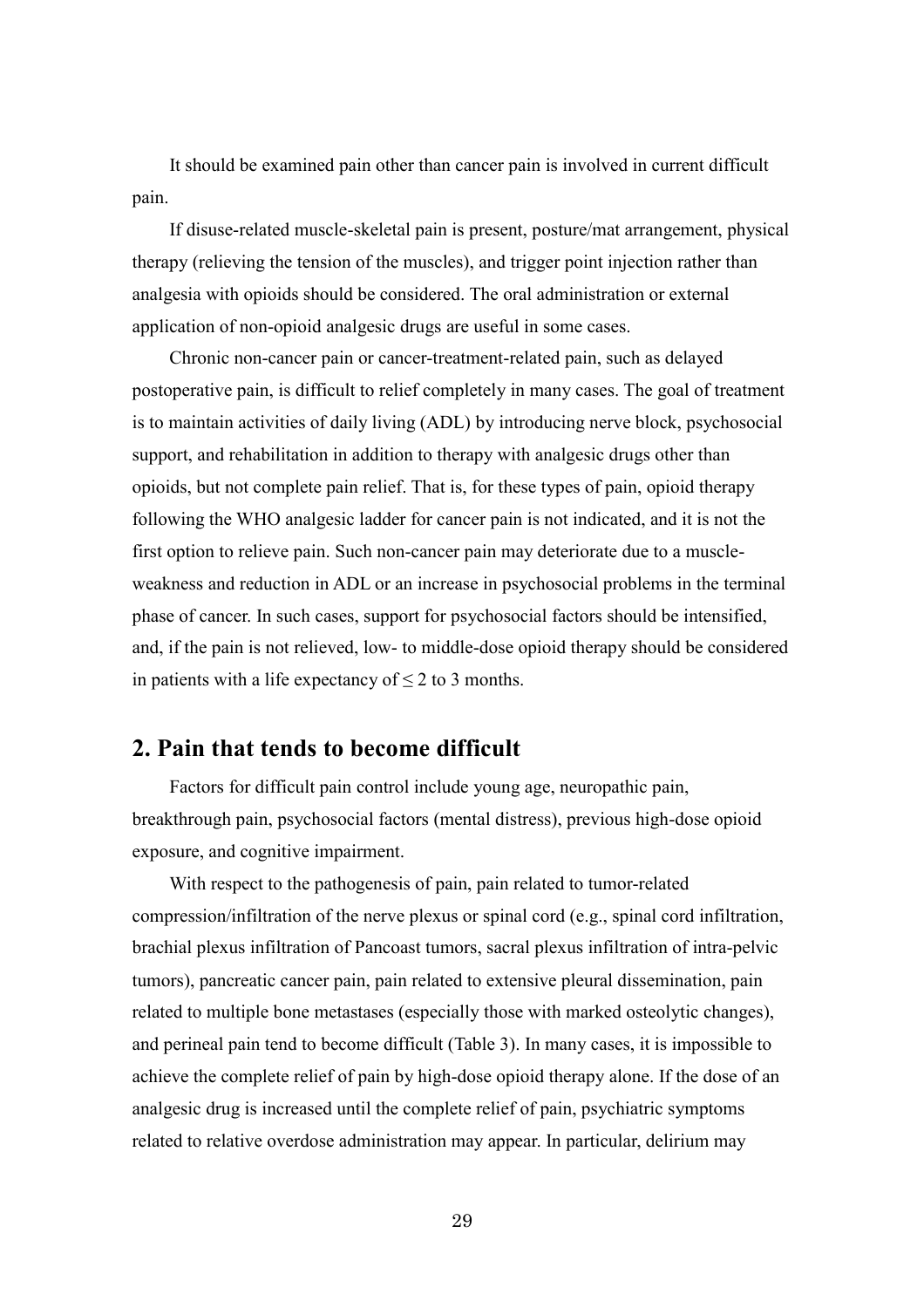It should be examined pain other than cancer pain is involved in current difficult pain.

If disuse-related muscle-skeletal pain is present, posture/mat arrangement, physical therapy (relieving the tension of the muscles), and trigger point injection rather than analgesia with opioids should be considered. The oral administration or external application of non-opioid analgesic drugs are useful in some cases.

Chronic non-cancer pain or cancer-treatment-related pain, such as delayed postoperative pain, is difficult to relief completely in many cases. The goal of treatment is to maintain activities of daily living (ADL) by introducing nerve block, psychosocial support, and rehabilitation in addition to therapy with analgesic drugs other than opioids, but not complete pain relief. That is, for these types of pain, opioid therapy following the WHO analgesic ladder for cancer pain is not indicated, and it is not the first option to relieve pain. Such non-cancer pain may deteriorate due to a muscle-weakness and reduction in ADL or an increase in psychosocial problems in the terminal phase of cancer. In such cases, support for psychosocial factors should be intensified, and, if the pain is not relieved, low- to middle-dose opioid therapy should be considered in patients with a life expectancy of ≤ 2 to 3 months.

## 2. Pain that tends to become difficult

Factors for difficult pain control include young age, neuropathic pain, breakthrough pain, psychosocial factors (mental distress), previous high-dose opioid exposure, and cognitive impairment.

With respect to the pathogenesis of pain, pain related to tumor-related compression/infiltration of the nerve plexus or spinal cord (e.g., spinal cord infiltration, brachial plexus infiltration of Pancoast tumors, sacral plexus infiltration of intra-pelvic tumors), pancreatic cancer pain, pain related to extensive pleural dissemination, pain related to multiple bone metastases (especially those with marked osteolytic changes), and perineal pain tend to become difficult (Table 3). In many cases, it is impossible to achieve the complete relief of pain by high-dose opioid therapy alone. If the dose of an analgesic drug is increased until the complete relief of pain, psychiatric symptoms related to relative overdose administration may appear. In particular, delirium may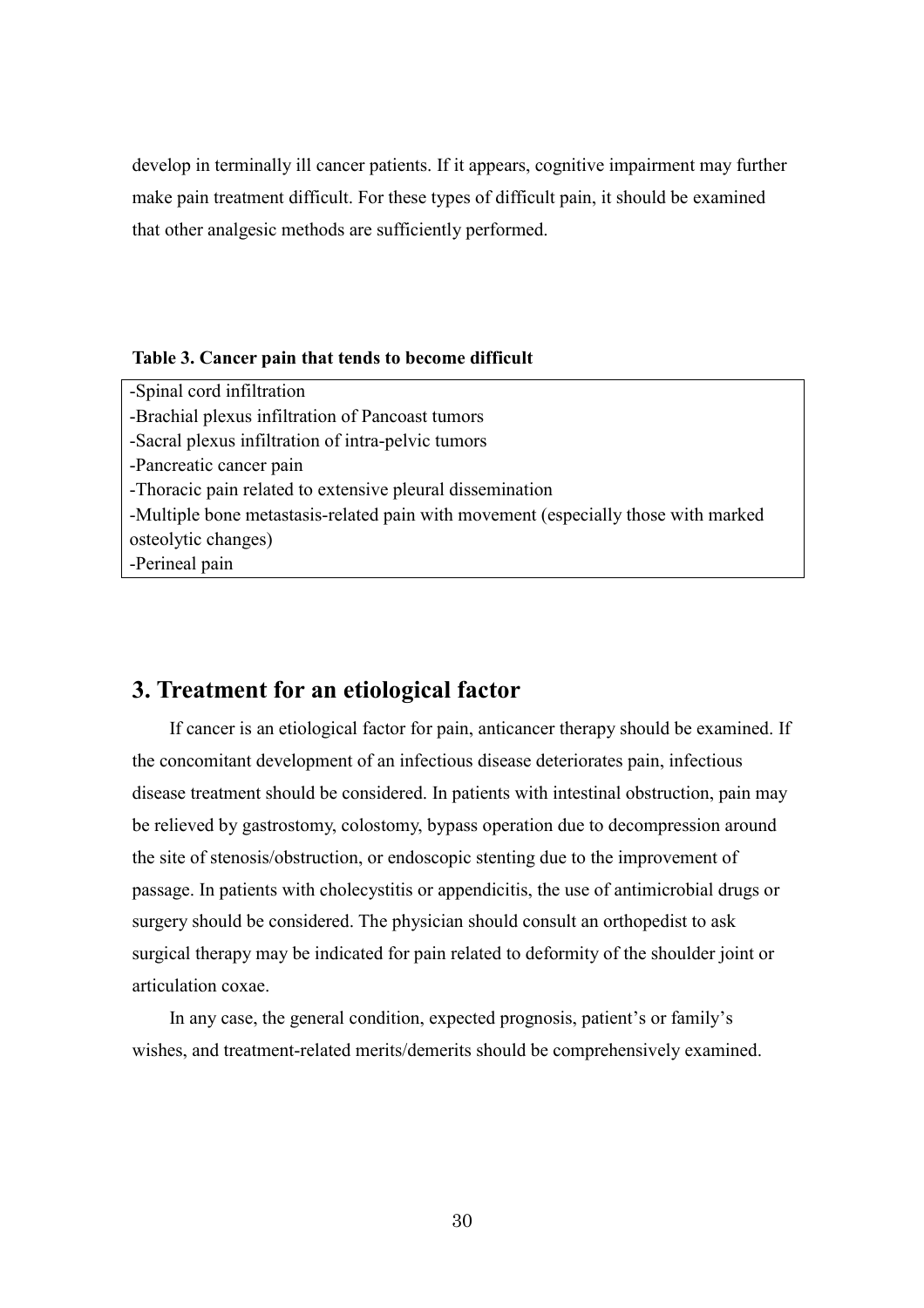develop in terminally ill cancer patients. If it appears, cognitive impairment may further make pain treatment difficult. For these types of difficult pain, it should be examined that other analgesic methods are sufficiently performed.

**Table 3. Cancer pain that tends to become difficult**

| |
|---|
| -Spinal cord infiltration |
| -Brachial plexus infiltration of Pancoast tumors |
| -Sacral plexus infiltration of intra-pelvic tumors |
| -Pancreatic cancer pain |
| -Thoracic pain related to extensive pleural dissemination |
| -Multiple bone metastasis-related pain with movement (especially those with marked osteolytic changes) |
| -Perineal pain |

## 3. Treatment for an etiological factor

If cancer is an etiological factor for pain, anticancer therapy should be examined. If the concomitant development of an infectious disease deteriorates pain, infectious disease treatment should be considered. In patients with intestinal obstruction, pain may be relieved by gastrostomy, colostomy, bypass operation due to decompression around the site of stenosis/obstruction, or endoscopic stenting due to the improvement of passage. In patients with cholecystitis or appendicitis, the use of antimicrobial drugs or surgery should be considered. The physician should consult an orthopedist to ask surgical therapy may be indicated for pain related to deformity of the shoulder joint or articulation coxae.

In any case, the general condition, expected prognosis, patient's or family's wishes, and treatment-related merits/demerits should be comprehensively examined.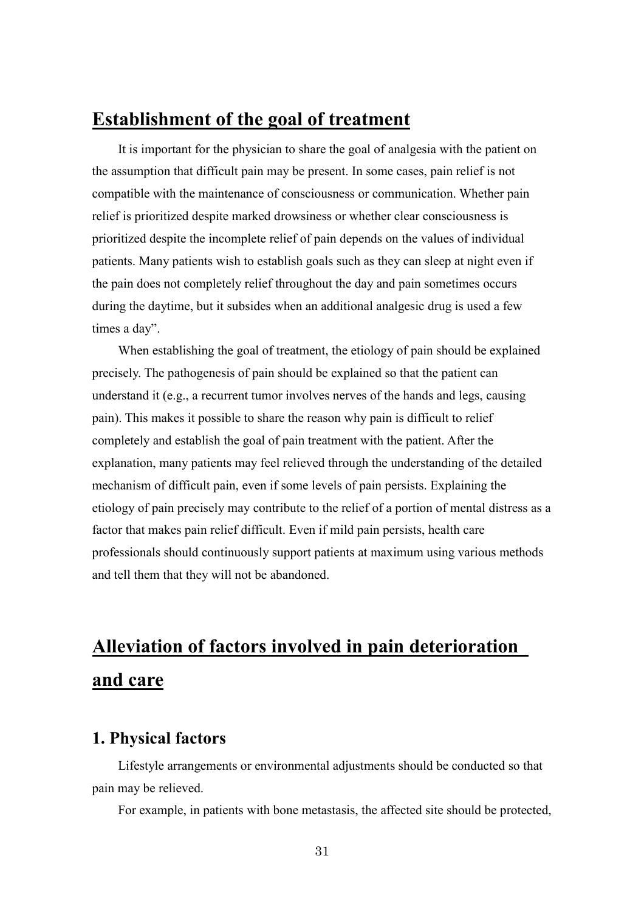## Establishment of the goal of treatment

It is important for the physician to share the goal of analgesia with the patient on the assumption that difficult pain may be present. In some cases, pain relief is not compatible with the maintenance of consciousness or communication. Whether pain relief is prioritized despite marked drowsiness or whether clear consciousness is prioritized despite the incomplete relief of pain depends on the values of individual patients. Many patients wish to establish goals such as they can sleep at night even if the pain does not completely relief throughout the day and pain sometimes occurs during the daytime, but it subsides when an additional analgesic drug is used a few times a day".

When establishing the goal of treatment, the etiology of pain should be explained precisely. The pathogenesis of pain should be explained so that the patient can understand it (e.g., a recurrent tumor involves nerves of the hands and legs, causing pain). This makes it possible to share the reason why pain is difficult to relief completely and establish the goal of pain treatment with the patient. After the explanation, many patients may feel relieved through the understanding of the detailed mechanism of difficult pain, even if some levels of pain persists. Explaining the etiology of pain precisely may contribute to the relief of a portion of mental distress as a factor that makes pain relief difficult. Even if mild pain persists, health care professionals should continuously support patients at maximum using various methods and tell them that they will not be abandoned.

## Alleviation of factors involved in pain deterioration and care

### 1. Physical factors

Lifestyle arrangements or environmental adjustments should be conducted so that pain may be relieved.

For example, in patients with bone metastasis, the affected site should be protected,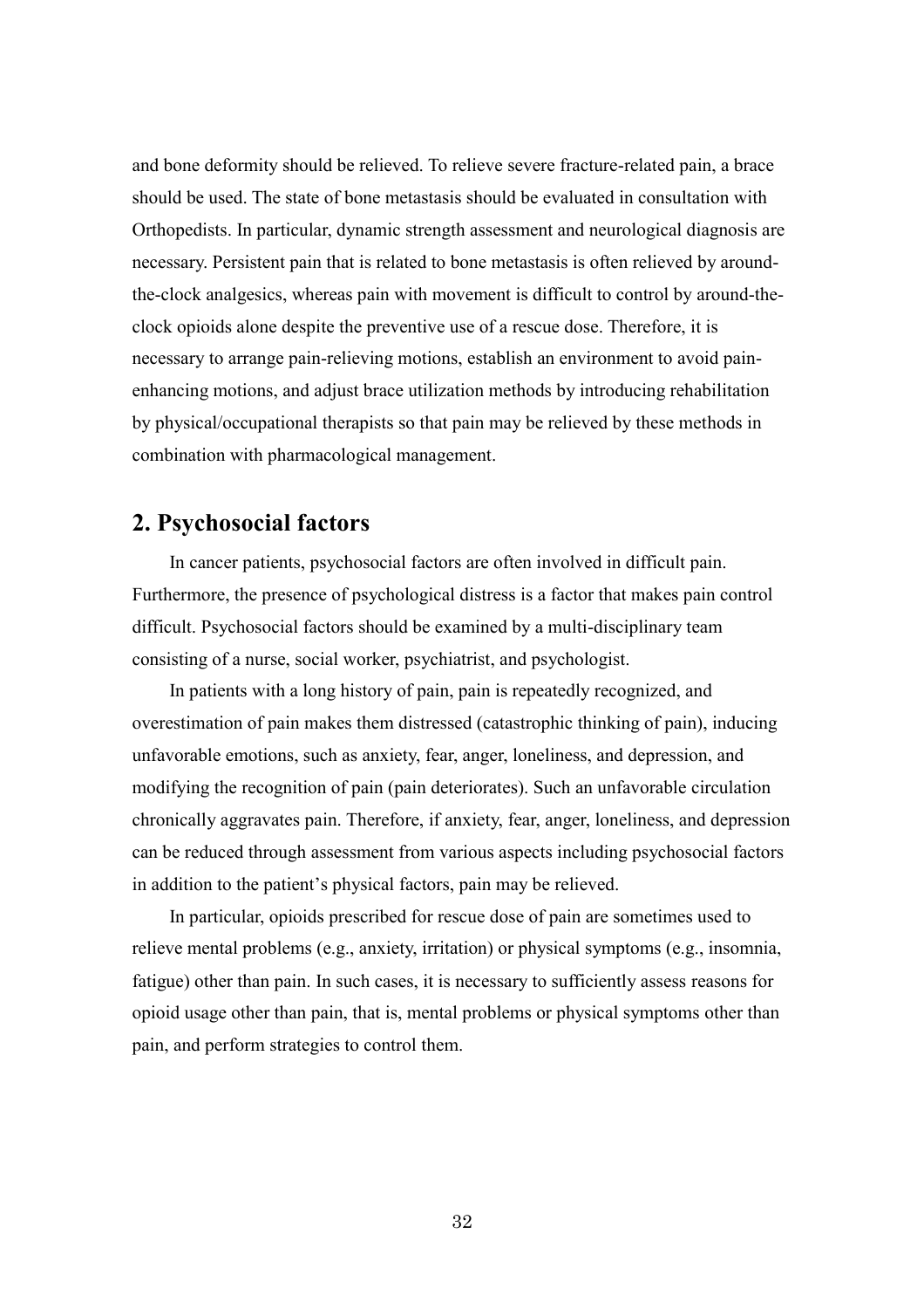and bone deformity should be relieved. To relieve severe fracture-related pain, a brace should be used. The state of bone metastasis should be evaluated in consultation with Orthopedists. In particular, dynamic strength assessment and neurological diagnosis are necessary. Persistent pain that is related to bone metastasis is often relieved by around-the-clock analgesics, whereas pain with movement is difficult to control by around-the-clock opioids alone despite the preventive use of a rescue dose. Therefore, it is necessary to arrange pain-relieving motions, establish an environment to avoid pain-enhancing motions, and adjust brace utilization methods by introducing rehabilitation by physical/occupational therapists so that pain may be relieved by these methods in combination with pharmacological management.

## 2. Psychosocial factors

In cancer patients, psychosocial factors are often involved in difficult pain. Furthermore, the presence of psychological distress is a factor that makes pain control difficult. Psychosocial factors should be examined by a multi-disciplinary team consisting of a nurse, social worker, psychiatrist, and psychologist.

In patients with a long history of pain, pain is repeatedly recognized, and overestimation of pain makes them distressed (catastrophic thinking of pain), inducing unfavorable emotions, such as anxiety, fear, anger, loneliness, and depression, and modifying the recognition of pain (pain deteriorates). Such an unfavorable circulation chronically aggravates pain. Therefore, if anxiety, fear, anger, loneliness, and depression can be reduced through assessment from various aspects including psychosocial factors in addition to the patient's physical factors, pain may be relieved.

In particular, opioids prescribed for rescue dose of pain are sometimes used to relieve mental problems (e.g., anxiety, irritation) or physical symptoms (e.g., insomnia, fatigue) other than pain. In such cases, it is necessary to sufficiently assess reasons for opioid usage other than pain, that is, mental problems or physical symptoms other than pain, and perform strategies to control them.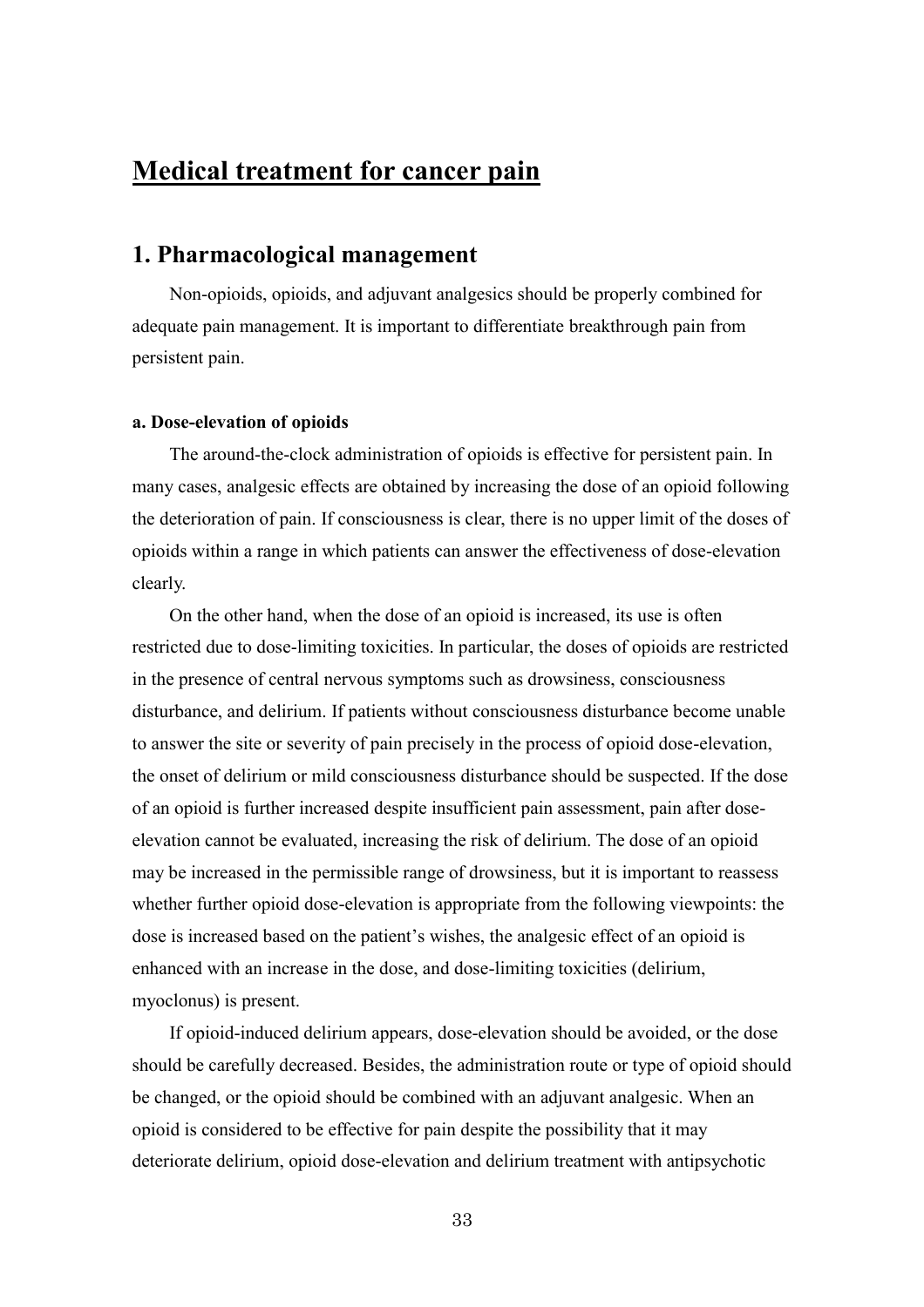# Medical treatment for cancer pain

## 1. Pharmacological management

Non-opioids, opioids, and adjuvant analgesics should be properly combined for adequate pain management. It is important to differentiate breakthrough pain from persistent pain.

**a. Dose-elevation of opioids**

The around-the-clock administration of opioids is effective for persistent pain. In many cases, analgesic effects are obtained by increasing the dose of an opioid following the deterioration of pain. If consciousness is clear, there is no upper limit of the doses of opioids within a range in which patients can answer the effectiveness of dose-elevation clearly.

On the other hand, when the dose of an opioid is increased, its use is often restricted due to dose-limiting toxicities. In particular, the doses of opioids are restricted in the presence of central nervous symptoms such as drowsiness, consciousness disturbance, and delirium. If patients without consciousness disturbance become unable to answer the site or severity of pain precisely in the process of opioid dose-elevation, the onset of delirium or mild consciousness disturbance should be suspected. If the dose of an opioid is further increased despite insufficient pain assessment, pain after dose-elevation cannot be evaluated, increasing the risk of delirium. The dose of an opioid may be increased in the permissible range of drowsiness, but it is important to reassess whether further opioid dose-elevation is appropriate from the following viewpoints: the dose is increased based on the patient's wishes, the analgesic effect of an opioid is enhanced with an increase in the dose, and dose-limiting toxicities (delirium, myoclonus) is present.

If opioid-induced delirium appears, dose-elevation should be avoided, or the dose should be carefully decreased. Besides, the administration route or type of opioid should be changed, or the opioid should be combined with an adjuvant analgesic. When an opioid is considered to be effective for pain despite the possibility that it may deteriorate delirium, opioid dose-elevation and delirium treatment with antipsychotic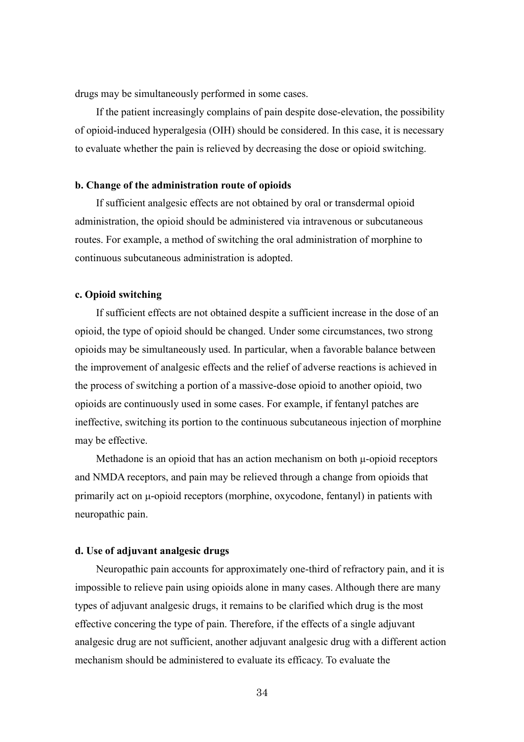drugs may be simultaneously performed in some cases.

If the patient increasingly complains of pain despite dose-elevation, the possibility of opioid-induced hyperalgesia (OIH) should be considered. In this case, it is necessary to evaluate whether the pain is relieved by decreasing the dose or opioid switching.

#### b. Change of the administration route of opioids

If sufficient analgesic effects are not obtained by oral or transdermal opioid administration, the opioid should be administered via intravenous or subcutaneous routes. For example, a method of switching the oral administration of morphine to continuous subcutaneous administration is adopted.

#### c. Opioid switching

If sufficient effects are not obtained despite a sufficient increase in the dose of an opioid, the type of opioid should be changed. Under some circumstances, two strong opioids may be simultaneously used. In particular, when a favorable balance between the improvement of analgesic effects and the relief of adverse reactions is achieved in the process of switching a portion of a massive-dose opioid to another opioid, two opioids are continuously used in some cases. For example, if fentanyl patches are ineffective, switching its portion to the continuous subcutaneous injection of morphine may be effective.

Methadone is an opioid that has an action mechanism on both μ-opioid receptors and NMDA receptors, and pain may be relieved through a change from opioids that primarily act on μ-opioid receptors (morphine, oxycodone, fentanyl) in patients with neuropathic pain.

#### d. Use of adjuvant analgesic drugs

Neuropathic pain accounts for approximately one-third of refractory pain, and it is impossible to relieve pain using opioids alone in many cases. Although there are many types of adjuvant analgesic drugs, it remains to be clarified which drug is the most effective concering the type of pain. Therefore, if the effects of a single adjuvant analgesic drug are not sufficient, another adjuvant analgesic drug with a different action mechanism should be administered to evaluate its efficacy. To evaluate the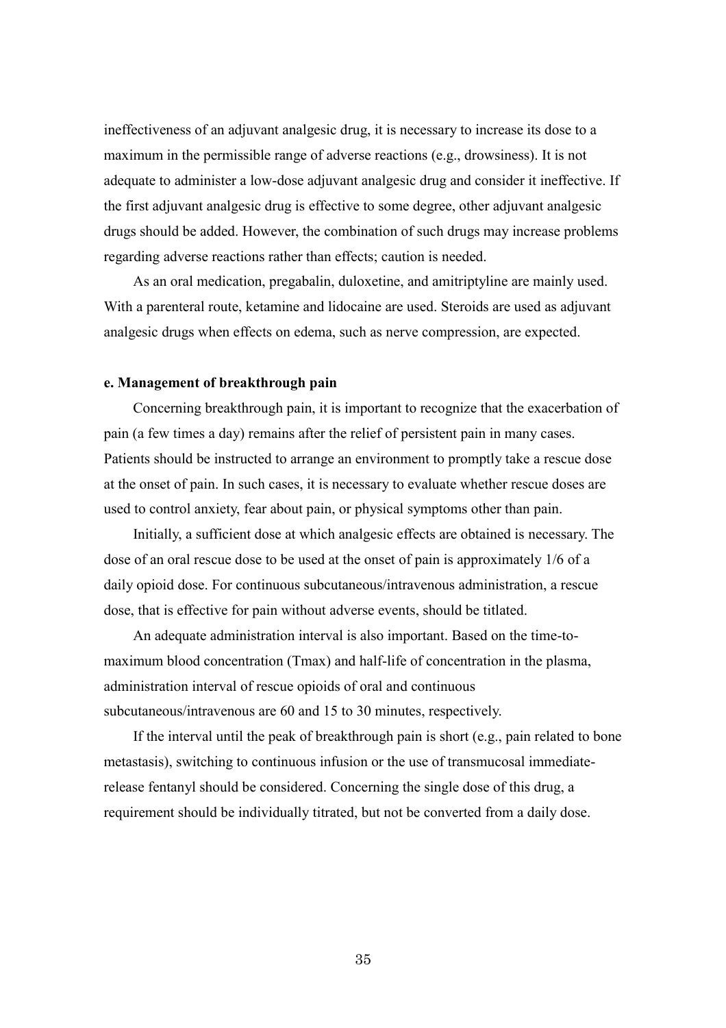ineffectiveness of an adjuvant analgesic drug, it is necessary to increase its dose to a maximum in the permissible range of adverse reactions (e.g., drowsiness). It is not adequate to administer a low-dose adjuvant analgesic drug and consider it ineffective. If the first adjuvant analgesic drug is effective to some degree, other adjuvant analgesic drugs should be added. However, the combination of such drugs may increase problems regarding adverse reactions rather than effects; caution is needed.

As an oral medication, pregabalin, duloxetine, and amitriptyline are mainly used. With a parenteral route, ketamine and lidocaine are used. Steroids are used as adjuvant analgesic drugs when effects on edema, such as nerve compression, are expected.

**e. Management of breakthrough pain**

Concerning breakthrough pain, it is important to recognize that the exacerbation of pain (a few times a day) remains after the relief of persistent pain in many cases. Patients should be instructed to arrange an environment to promptly take a rescue dose at the onset of pain. In such cases, it is necessary to evaluate whether rescue doses are used to control anxiety, fear about pain, or physical symptoms other than pain.

Initially, a sufficient dose at which analgesic effects are obtained is necessary. The dose of an oral rescue dose to be used at the onset of pain is approximately 1/6 of a daily opioid dose. For continuous subcutaneous/intravenous administration, a rescue dose, that is effective for pain without adverse events, should be titlated.

An adequate administration interval is also important. Based on the time-to-maximum blood concentration (Tmax) and half-life of concentration in the plasma, administration interval of rescue opioids of oral and continuous subcutaneous/intravenous are 60 and 15 to 30 minutes, respectively.

If the interval until the peak of breakthrough pain is short (e.g., pain related to bone metastasis), switching to continuous infusion or the use of transmucosal immediate-release fentanyl should be considered. Concerning the single dose of this drug, a requirement should be individually titrated, but not be converted from a daily dose.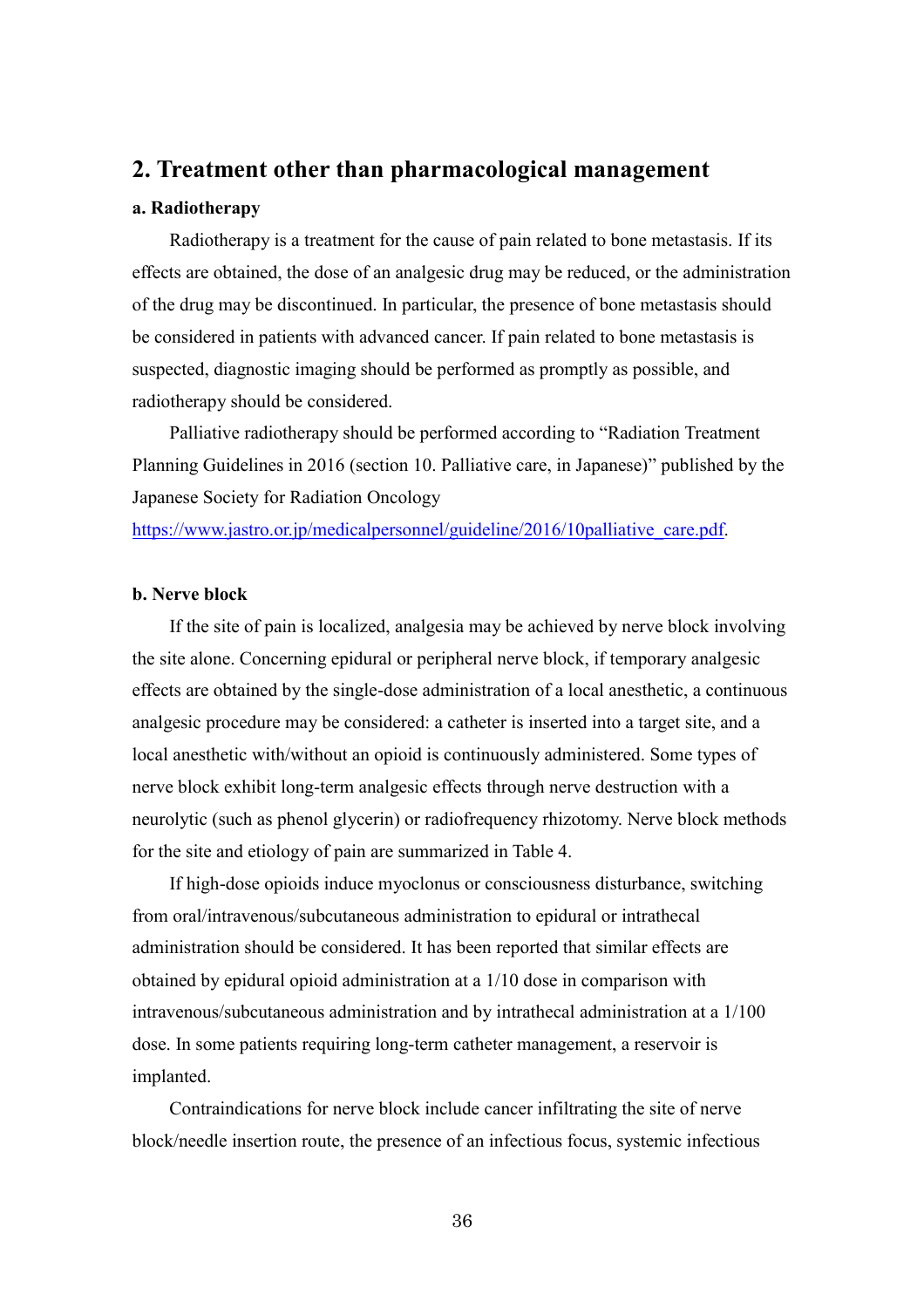## 2. Treatment other than pharmacological management

### a. Radiotherapy

Radiotherapy is a treatment for the cause of pain related to bone metastasis. If its effects are obtained, the dose of an analgesic drug may be reduced, or the administration of the drug may be discontinued. In particular, the presence of bone metastasis should be considered in patients with advanced cancer. If pain related to bone metastasis is suspected, diagnostic imaging should be performed as promptly as possible, and radiotherapy should be considered.

Palliative radiotherapy should be performed according to "Radiation Treatment Planning Guidelines in 2016 (section 10. Palliative care, in Japanese)" published by the Japanese Society for Radiation Oncology https://www.jastro.or.jp/medicalpersonnel/guideline/2016/10palliative_care.pdf.

### b. Nerve block

If the site of pain is localized, analgesia may be achieved by nerve block involving the site alone. Concerning epidural or peripheral nerve block, if temporary analgesic effects are obtained by the single-dose administration of a local anesthetic, a continuous analgesic procedure may be considered: a catheter is inserted into a target site, and a local anesthetic with/without an opioid is continuously administered. Some types of nerve block exhibit long-term analgesic effects through nerve destruction with a neurolytic (such as phenol glycerin) or radiofrequency rhizotomy. Nerve block methods for the site and etiology of pain are summarized in Table 4.

If high-dose opioids induce myoclonus or consciousness disturbance, switching from oral/intravenous/subcutaneous administration to epidural or intrathecal administration should be considered. It has been reported that similar effects are obtained by epidural opioid administration at a 1/10 dose in comparison with intravenous/subcutaneous administration and by intrathecal administration at a 1/100 dose. In some patients requiring long-term catheter management, a reservoir is implanted.

Contraindications for nerve block include cancer infiltrating the site of nerve block/needle insertion route, the presence of an infectious focus, systemic infectious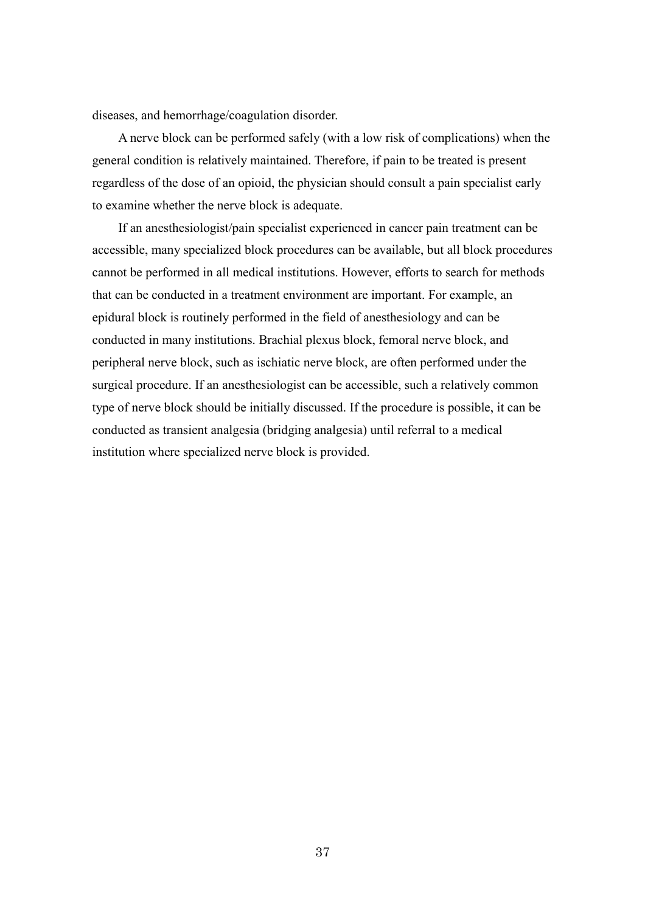diseases, and hemorrhage/coagulation disorder.

A nerve block can be performed safely (with a low risk of complications) when the general condition is relatively maintained. Therefore, if pain to be treated is present regardless of the dose of an opioid, the physician should consult a pain specialist early to examine whether the nerve block is adequate.

If an anesthesiologist/pain specialist experienced in cancer pain treatment can be accessible, many specialized block procedures can be available, but all block procedures cannot be performed in all medical institutions. However, efforts to search for methods that can be conducted in a treatment environment are important. For example, an epidural block is routinely performed in the field of anesthesiology and can be conducted in many institutions. Brachial plexus block, femoral nerve block, and peripheral nerve block, such as ischiatic nerve block, are often performed under the surgical procedure. If an anesthesiologist can be accessible, such a relatively common type of nerve block should be initially discussed. If the procedure is possible, it can be conducted as transient analgesia (bridging analgesia) until referral to a medical institution where specialized nerve block is provided.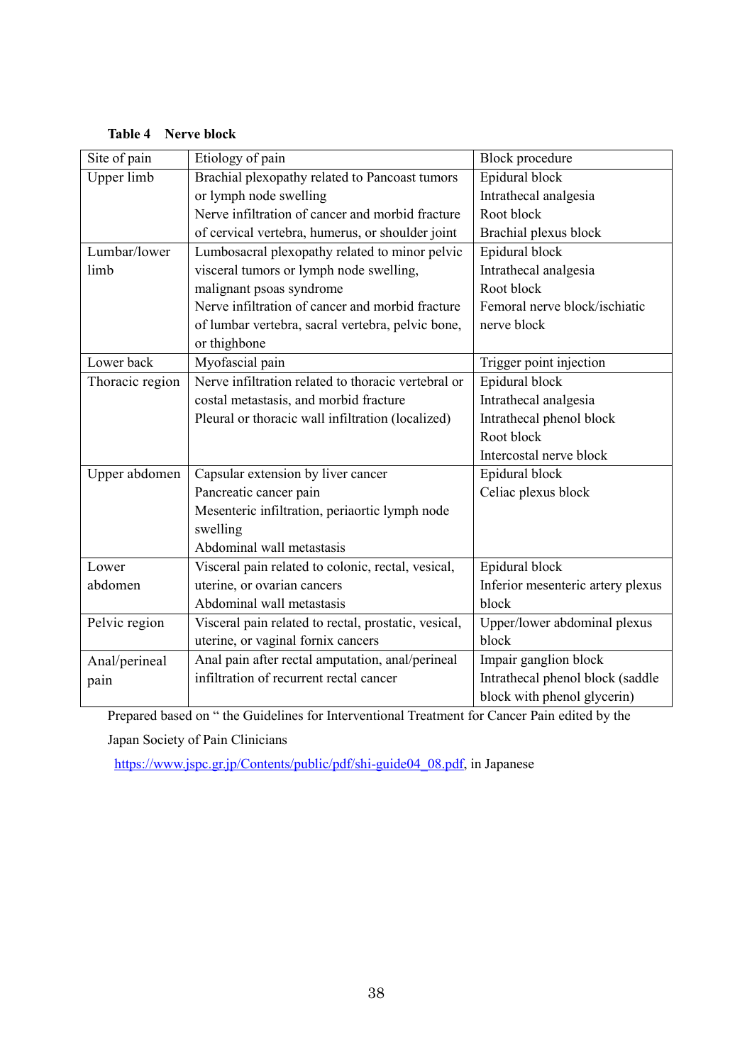**Table 4 Nerve block**

| Site of pain | Etiology of pain | Block procedure |
|---|---|---|
| Upper limb | Brachial plexopathy related to Pancoast tumors or lymph node swelling<br>Nerve infiltration of cancer and morbid fracture of cervical vertebra, humerus, or shoulder joint | Epidural block<br>Intrathecal analgesia<br>Root block<br>Brachial plexus block |
| Lumbar/lower limb | Lumbosacral plexopathy related to minor pelvic visceral tumors or lymph node swelling, malignant psoas syndrome<br>Nerve infiltration of cancer and morbid fracture of lumbar vertebra, sacral vertebra, pelvic bone, or thighbone | Epidural block<br>Intrathecal analgesia<br>Root block<br>Femoral nerve block/ischiatic nerve block |
| Lower back | Myofascial pain | Trigger point injection |
| Thoracic region | Nerve infiltration related to thoracic vertebral or costal metastasis, and morbid fracture<br>Pleural or thoracic wall infiltration (localized) | Epidural block<br>Intrathecal analgesia<br>Intrathecal phenol block<br>Root block<br>Intercostal nerve block |
| Upper abdomen | Capsular extension by liver cancer<br>Pancreatic cancer pain<br>Mesenteric infiltration, periaortic lymph node swelling<br>Abdominal wall metastasis | Epidural block<br>Celiac plexus block |
| Lower abdomen | Visceral pain related to colonic, rectal, vesical, uterine, or ovarian cancers<br>Abdominal wall metastasis | Epidural block<br>Inferior mesenteric artery plexus block |
| Pelvic region | Visceral pain related to rectal, prostatic, vesical, uterine, or vaginal fornix cancers | Upper/lower abdominal plexus block |
| Anal/perineal pain | Anal pain after rectal amputation, anal/perineal infiltration of recurrent rectal cancer | Impair ganglion block<br>Intrathecal phenol block (saddle block with phenol glycerin) |

Prepared based on " the Guidelines for Interventional Treatment for Cancer Pain edited by the Japan Society of Pain Clinicians

https://www.jspc.gr.jp/Contents/public/pdf/shi-guide04_08.pdf, in Japanese